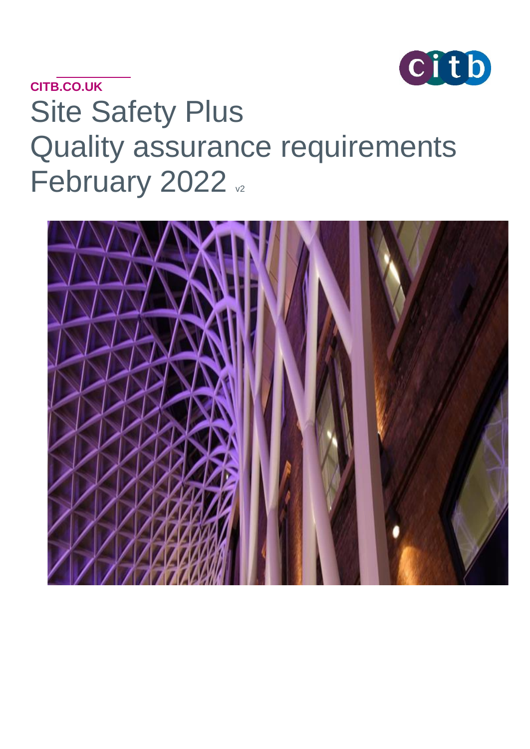CITB.CO.UK

# Site Safety Plus Quality assurance requirements February 2022 v2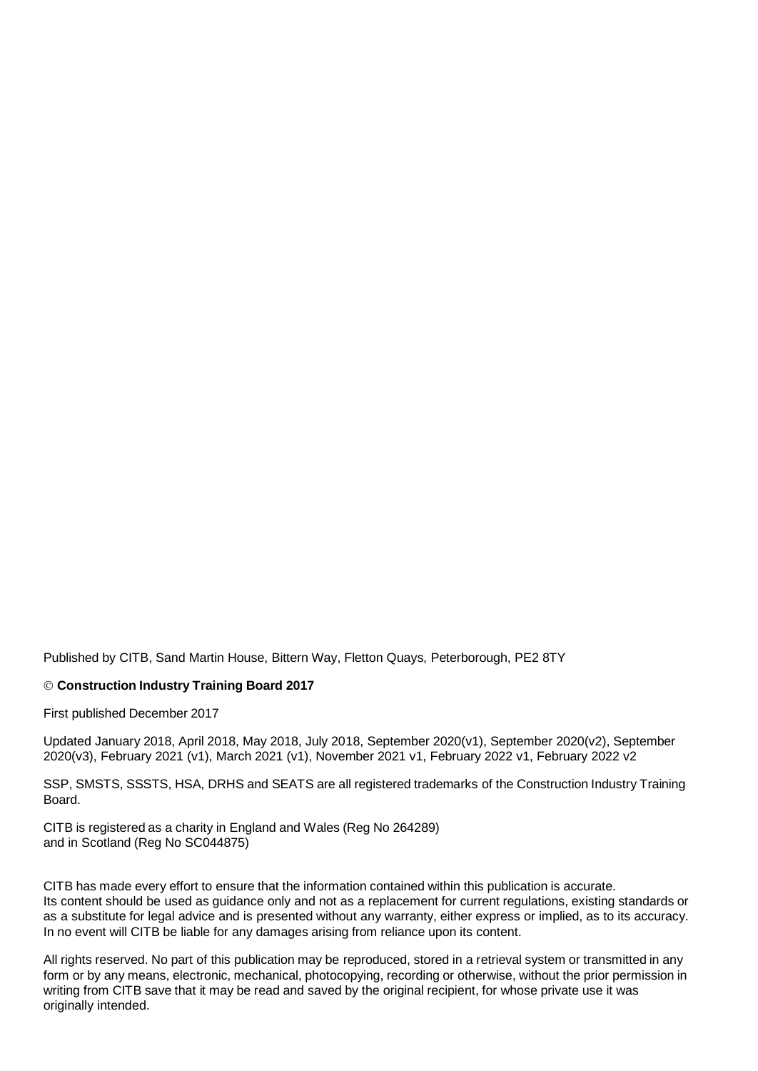Published by CITB, Sand Martin House, Bittern Way, Fletton Quays, Peterborough, PE2 8TY

© **Construction Industry Training Board 2017**

First published December 2017

Updated January 2018, April 2018, May 2018, July 2018, September 2020(v1), September 2020(v2), September 2020(v3), February 2021 (v1), March 2021 (v1), November 2021 v1, February 2022 v1, February 2022 v2

SSP, SMSTS, SSSTS, HSA, DRHS and SEATS are all registered trademarks of the Construction Industry Training Board.

CITB is registered as a charity in England and Wales (Reg No 264289)
and in Scotland (Reg No SC044875)

CITB has made every effort to ensure that the information contained within this publication is accurate.
Its content should be used as guidance only and not as a replacement for current regulations, existing standards or as a substitute for legal advice and is presented without any warranty, either express or implied, as to its accuracy. In no event will CITB be liable for any damages arising from reliance upon its content.

All rights reserved. No part of this publication may be reproduced, stored in a retrieval system or transmitted in any form or by any means, electronic, mechanical, photocopying, recording or otherwise, without the prior permission in writing from CITB save that it may be read and saved by the original recipient, for whose private use it was originally intended.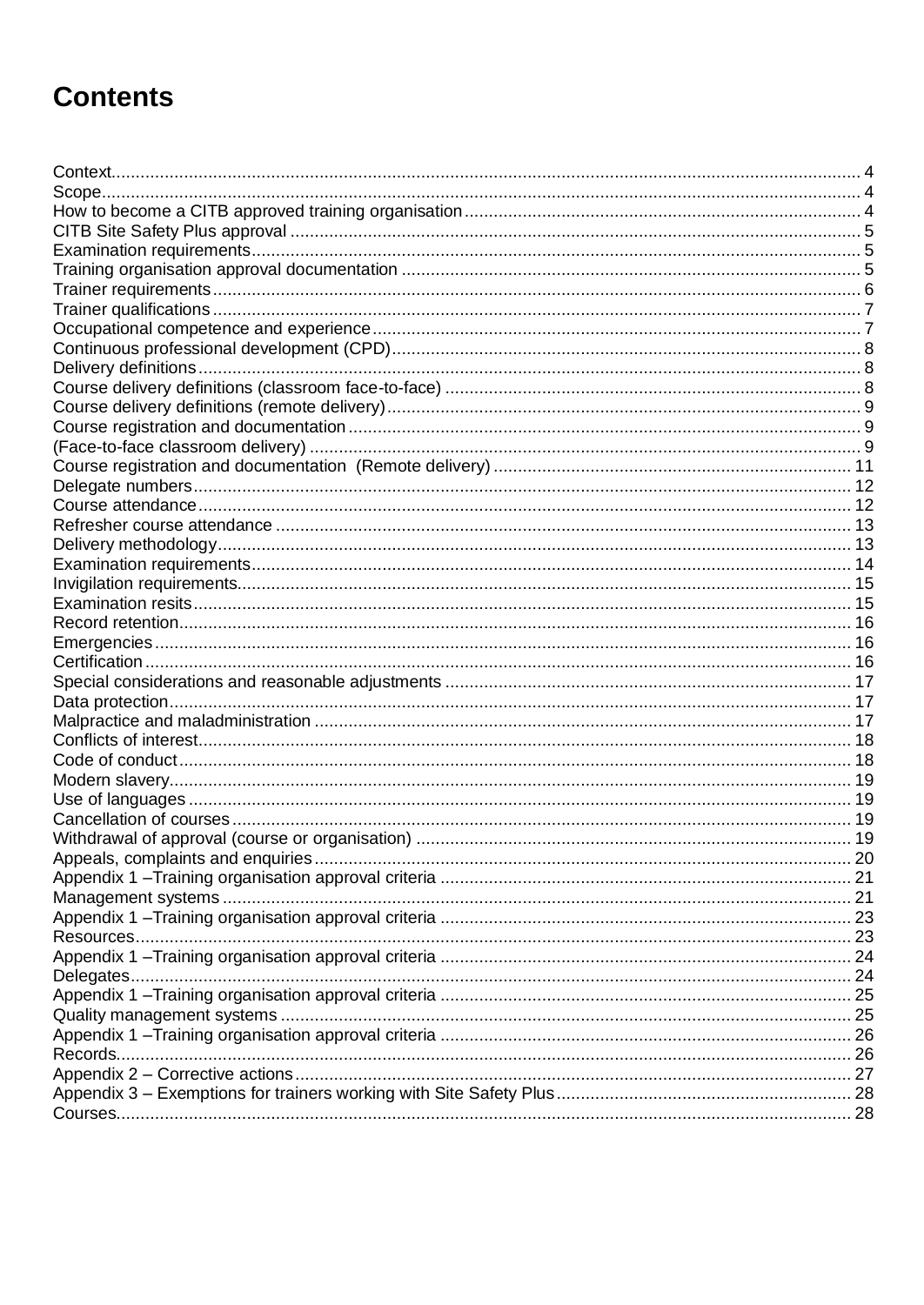# Contents

Context ..... 4
Scope ..... 4
How to become a CITB approved training organisation ..... 4
CITB Site Safety Plus approval ..... 5
Examination requirements ..... 5
Training organisation approval documentation ..... 5
Trainer requirements ..... 6
Trainer qualifications ..... 7
Occupational competence and experience ..... 7
Continuous professional development (CPD) ..... 8
Delivery definitions ..... 8
Course delivery definitions (classroom face-to-face) ..... 8
Course delivery definitions (remote delivery) ..... 9
Course registration and documentation ..... 9
(Face-to-face classroom delivery) ..... 9
Course registration and documentation (Remote delivery) ..... 11
Delegate numbers ..... 12
Course attendance ..... 12
Refresher course attendance ..... 13
Delivery methodology ..... 13
Examination requirements ..... 14
Invigilation requirements ..... 15
Examination resits ..... 15
Record retention ..... 16
Emergencies ..... 16
Certification ..... 16
Special considerations and reasonable adjustments ..... 17
Data protection ..... 17
Malpractice and maladministration ..... 17
Conflicts of interest ..... 18
Code of conduct ..... 18
Modern slavery ..... 19
Use of languages ..... 19
Cancellation of courses ..... 19
Withdrawal of approval (course or organisation) ..... 19
Appeals, complaints and enquiries ..... 20
Appendix 1 –Training organisation approval criteria ..... 21
Management systems ..... 21
Appendix 1 –Training organisation approval criteria ..... 23
Resources ..... 23
Appendix 1 –Training organisation approval criteria ..... 24
Delegates ..... 24
Appendix 1 –Training organisation approval criteria ..... 25
Quality management systems ..... 25
Appendix 1 –Training organisation approval criteria ..... 26
Records ..... 26
Appendix 2 – Corrective actions ..... 27
Appendix 3 – Exemptions for trainers working with Site Safety Plus ..... 28
Courses ..... 28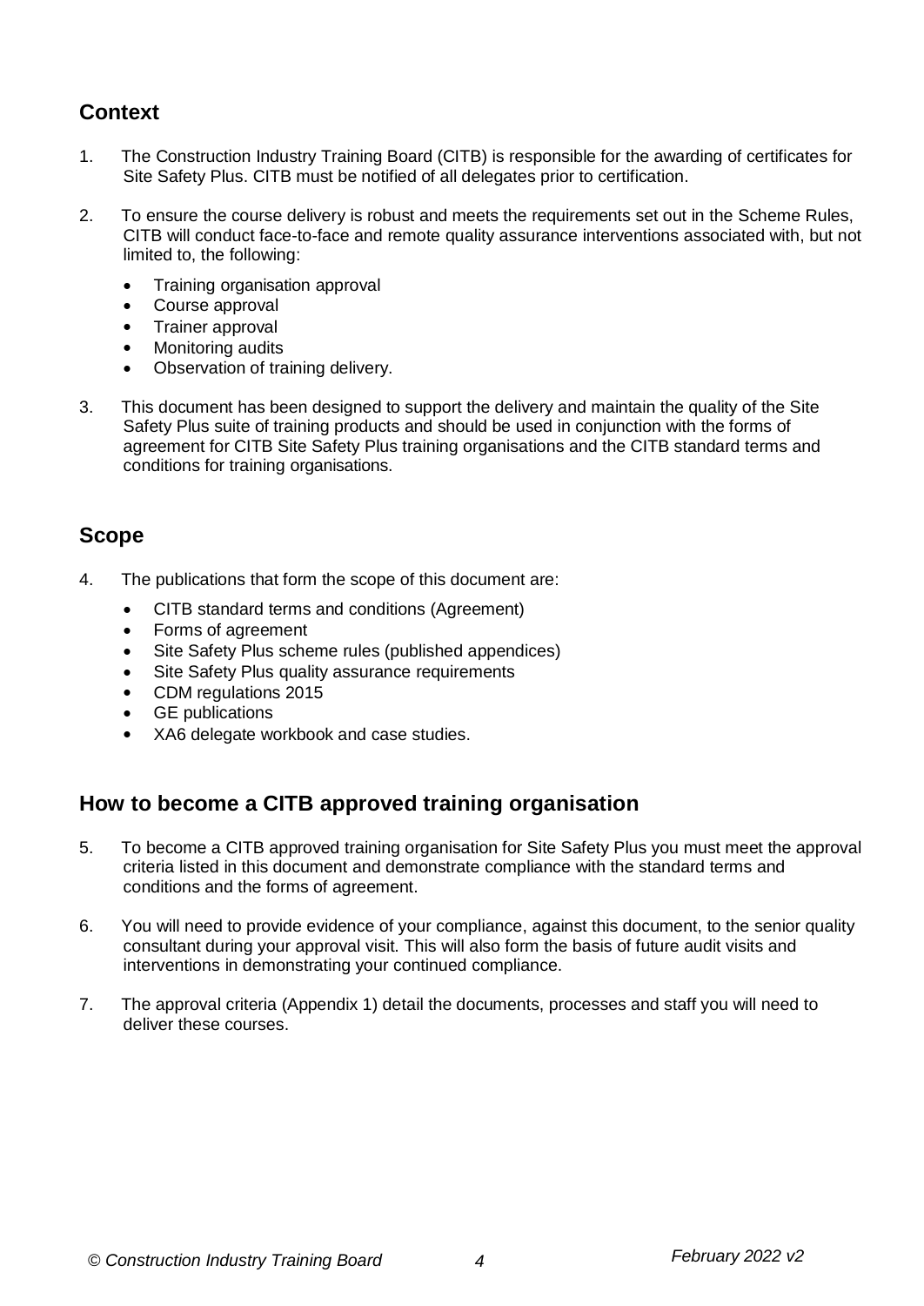## Context

1. The Construction Industry Training Board (CITB) is responsible for the awarding of certificates for Site Safety Plus. CITB must be notified of all delegates prior to certification.

2. To ensure the course delivery is robust and meets the requirements set out in the Scheme Rules, CITB will conduct face-to-face and remote quality assurance interventions associated with, but not limited to, the following:

   - Training organisation approval
   - Course approval
   - Trainer approval
   - Monitoring audits
   - Observation of training delivery.

3. This document has been designed to support the delivery and maintain the quality of the Site Safety Plus suite of training products and should be used in conjunction with the forms of agreement for CITB Site Safety Plus training organisations and the CITB standard terms and conditions for training organisations.

## Scope

4. The publications that form the scope of this document are:

   - CITB standard terms and conditions (Agreement)
   - Forms of agreement
   - Site Safety Plus scheme rules (published appendices)
   - Site Safety Plus quality assurance requirements
   - CDM regulations 2015
   - GE publications
   - XA6 delegate workbook and case studies.

## How to become a CITB approved training organisation

5. To become a CITB approved training organisation for Site Safety Plus you must meet the approval criteria listed in this document and demonstrate compliance with the standard terms and conditions and the forms of agreement.

6. You will need to provide evidence of your compliance, against this document, to the senior quality consultant during your approval visit. This will also form the basis of future audit visits and interventions in demonstrating your continued compliance.

7. The approval criteria (Appendix 1) detail the documents, processes and staff you will need to deliver these courses.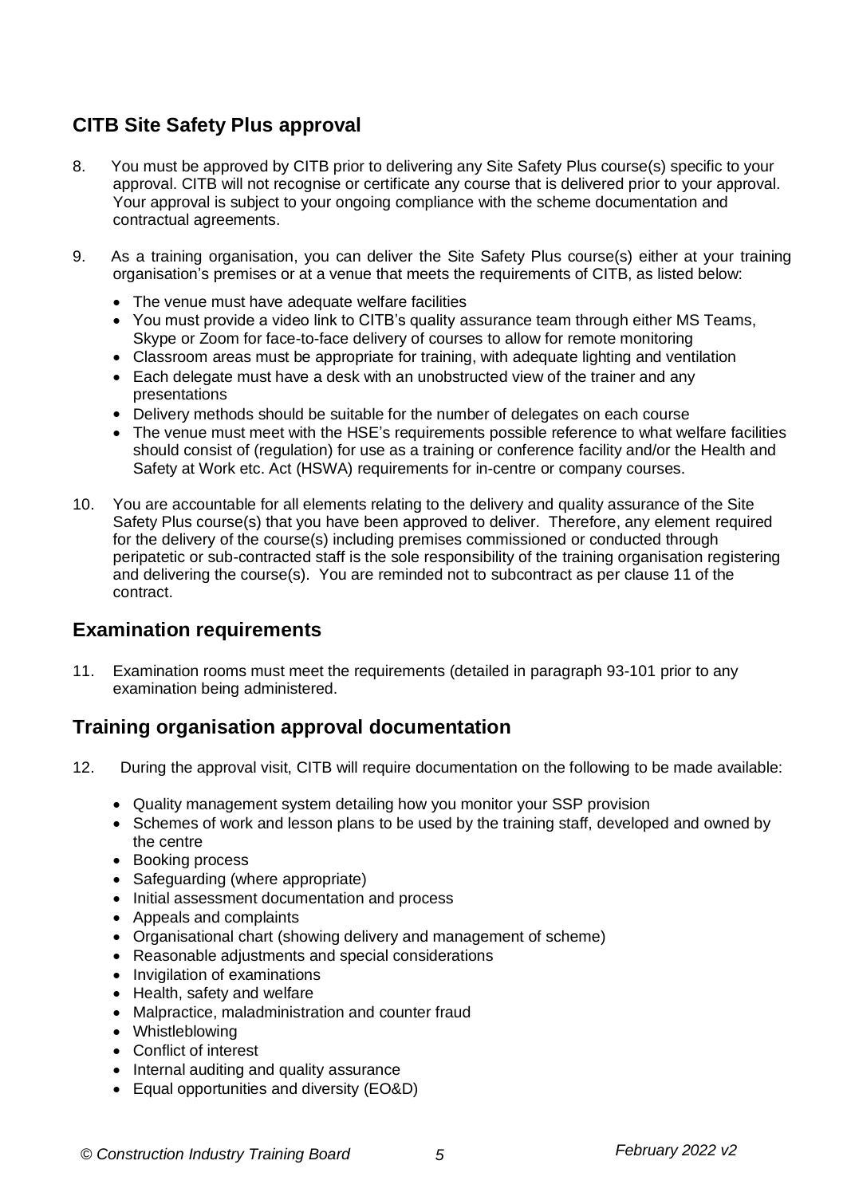## CITB Site Safety Plus approval

8. You must be approved by CITB prior to delivering any Site Safety Plus course(s) specific to your approval. CITB will not recognise or certificate any course that is delivered prior to your approval. Your approval is subject to your ongoing compliance with the scheme documentation and contractual agreements.

9. As a training organisation, you can deliver the Site Safety Plus course(s) either at your training organisation's premises or at a venue that meets the requirements of CITB, as listed below:

   - The venue must have adequate welfare facilities
   - You must provide a video link to CITB's quality assurance team through either MS Teams, Skype or Zoom for face-to-face delivery of courses to allow for remote monitoring
   - Classroom areas must be appropriate for training, with adequate lighting and ventilation
   - Each delegate must have a desk with an unobstructed view of the trainer and any presentations
   - Delivery methods should be suitable for the number of delegates on each course
   - The venue must meet with the HSE's requirements possible reference to what welfare facilities should consist of (regulation) for use as a training or conference facility and/or the Health and Safety at Work etc. Act (HSWA) requirements for in-centre or company courses.

10. You are accountable for all elements relating to the delivery and quality assurance of the Site Safety Plus course(s) that you have been approved to deliver. Therefore, any element required for the delivery of the course(s) including premises commissioned or conducted through peripatetic or sub-contracted staff is the sole responsibility of the training organisation registering and delivering the course(s). You are reminded not to subcontract as per clause 11 of the contract.

## Examination requirements

11. Examination rooms must meet the requirements (detailed in paragraph 93-101 prior to any examination being administered.

## Training organisation approval documentation

12. During the approval visit, CITB will require documentation on the following to be made available:

   - Quality management system detailing how you monitor your SSP provision
   - Schemes of work and lesson plans to be used by the training staff, developed and owned by the centre
   - Booking process
   - Safeguarding (where appropriate)
   - Initial assessment documentation and process
   - Appeals and complaints
   - Organisational chart (showing delivery and management of scheme)
   - Reasonable adjustments and special considerations
   - Invigilation of examinations
   - Health, safety and welfare
   - Malpractice, maladministration and counter fraud
   - Whistleblowing
   - Conflict of interest
   - Internal auditing and quality assurance
   - Equal opportunities and diversity (EO&D)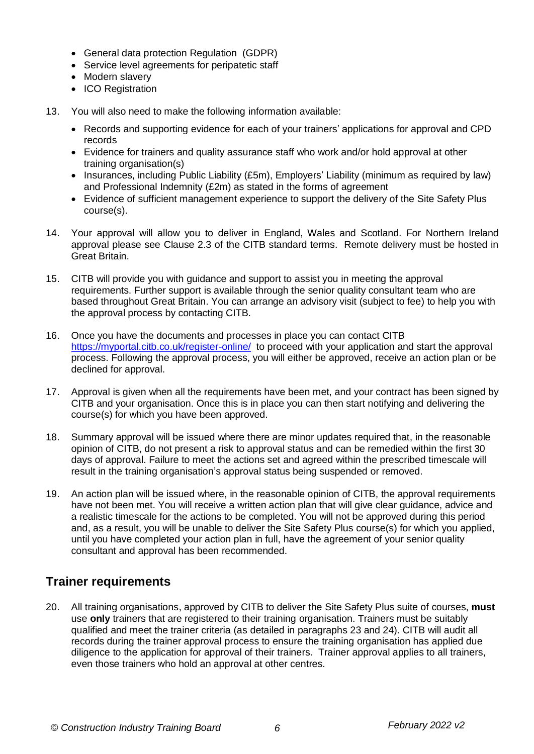- General data protection Regulation (GDPR)
- Service level agreements for peripatetic staff
- Modern slavery
- ICO Registration

13. You will also need to make the following information available:

    - Records and supporting evidence for each of your trainers' applications for approval and CPD records
    - Evidence for trainers and quality assurance staff who work and/or hold approval at other training organisation(s)
    - Insurances, including Public Liability (£5m), Employers' Liability (minimum as required by law) and Professional Indemnity (£2m) as stated in the forms of agreement
    - Evidence of sufficient management experience to support the delivery of the Site Safety Plus course(s).

14. Your approval will allow you to deliver in England, Wales and Scotland. For Northern Ireland approval please see Clause 2.3 of the CITB standard terms. Remote delivery must be hosted in Great Britain.

15. CITB will provide you with guidance and support to assist you in meeting the approval requirements. Further support is available through the senior quality consultant team who are based throughout Great Britain. You can arrange an advisory visit (subject to fee) to help you with the approval process by contacting CITB.

16. Once you have the documents and processes in place you can contact CITB https://myportal.citb.co.uk/register-online/ to proceed with your application and start the approval process. Following the approval process, you will either be approved, receive an action plan or be declined for approval.

17. Approval is given when all the requirements have been met, and your contract has been signed by CITB and your organisation. Once this is in place you can then start notifying and delivering the course(s) for which you have been approved.

18. Summary approval will be issued where there are minor updates required that, in the reasonable opinion of CITB, do not present a risk to approval status and can be remedied within the first 30 days of approval. Failure to meet the actions set and agreed within the prescribed timescale will result in the training organisation's approval status being suspended or removed.

19. An action plan will be issued where, in the reasonable opinion of CITB, the approval requirements have not been met. You will receive a written action plan that will give clear guidance, advice and a realistic timescale for the actions to be completed. You will not be approved during this period and, as a result, you will be unable to deliver the Site Safety Plus course(s) for which you applied, until you have completed your action plan in full, have the agreement of your senior quality consultant and approval has been recommended.

## Trainer requirements

20. All training organisations, approved by CITB to deliver the Site Safety Plus suite of courses, **must** use **only** trainers that are registered to their training organisation. Trainers must be suitably qualified and meet the trainer criteria (as detailed in paragraphs 23 and 24). CITB will audit all records during the trainer approval process to ensure the training organisation has applied due diligence to the application for approval of their trainers. Trainer approval applies to all trainers, even those trainers who hold an approval at other centres.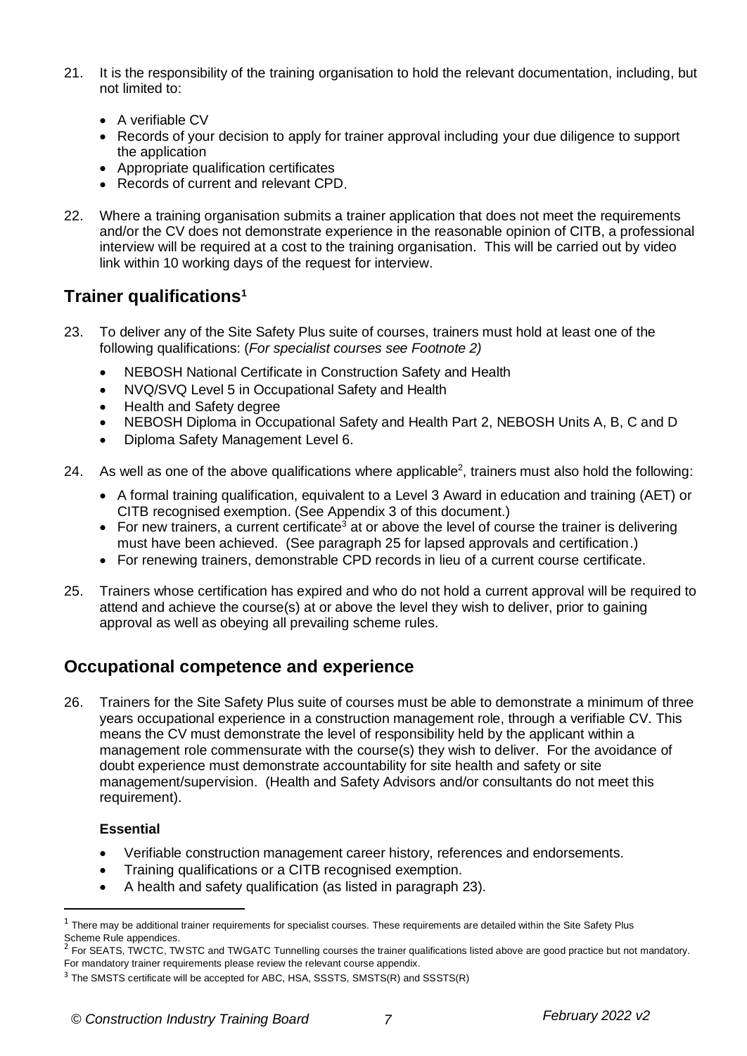21. It is the responsibility of the training organisation to hold the relevant documentation, including, but not limited to:

    - A verifiable CV
    - Records of your decision to apply for trainer approval including your due diligence to support the application
    - Appropriate qualification certificates
    - Records of current and relevant CPD.

22. Where a training organisation submits a trainer application that does not meet the requirements and/or the CV does not demonstrate experience in the reasonable opinion of CITB, a professional interview will be required at a cost to the training organisation. This will be carried out by video link within 10 working days of the request for interview.

## Trainer qualifications[1]

23. To deliver any of the Site Safety Plus suite of courses, trainers must hold at least one of the following qualifications: (*For specialist courses see Footnote 2)*

    - NEBOSH National Certificate in Construction Safety and Health
    - NVQ/SVQ Level 5 in Occupational Safety and Health
    - Health and Safety degree
    - NEBOSH Diploma in Occupational Safety and Health Part 2, NEBOSH Units A, B, C and D
    - Diploma Safety Management Level 6.

24. As well as one of the above qualifications where applicable[2], trainers must also hold the following:

    - A formal training qualification, equivalent to a Level 3 Award in education and training (AET) or CITB recognised exemption. (See Appendix 3 of this document.)
    - For new trainers, a current certificate[3] at or above the level of course the trainer is delivering must have been achieved. (See paragraph 25 for lapsed approvals and certification.)
    - For renewing trainers, demonstrable CPD records in lieu of a current course certificate.

25. Trainers whose certification has expired and who do not hold a current approval will be required to attend and achieve the course(s) at or above the level they wish to deliver, prior to gaining approval as well as obeying all prevailing scheme rules.

## Occupational competence and experience

26. Trainers for the Site Safety Plus suite of courses must be able to demonstrate a minimum of three years occupational experience in a construction management role, through a verifiable CV. This means the CV must demonstrate the level of responsibility held by the applicant within a management role commensurate with the course(s) they wish to deliver. For the avoidance of doubt experience must demonstrate accountability for site health and safety or site management/supervision. (Health and Safety Advisors and/or consultants do not meet this requirement).

    **Essential**

    - Verifiable construction management career history, references and endorsements.
    - Training qualifications or a CITB recognised exemption.
    - A health and safety qualification (as listed in paragraph 23).

---

[1] There may be additional trainer requirements for specialist courses. These requirements are detailed within the Site Safety Plus Scheme Rule appendices.

[2] For SEATS, TWCTC, TWSTC and TWGATC Tunnelling courses the trainer qualifications listed above are good practice but not mandatory. For mandatory trainer requirements please review the relevant course appendix.

[3] The SMSTS certificate will be accepted for ABC, HSA, SSSTS, SMSTS(R) and SSSTS(R)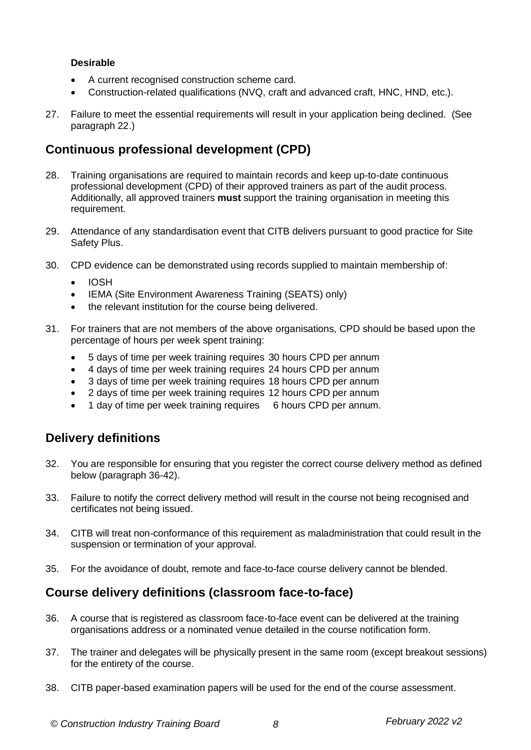**Desirable**

- A current recognised construction scheme card.
- Construction-related qualifications (NVQ, craft and advanced craft, HNC, HND, etc.).

27. Failure to meet the essential requirements will result in your application being declined. (See paragraph 22.)

## Continuous professional development (CPD)

28. Training organisations are required to maintain records and keep up-to-date continuous professional development (CPD) of their approved trainers as part of the audit process. Additionally, all approved trainers **must** support the training organisation in meeting this requirement.

29. Attendance of any standardisation event that CITB delivers pursuant to good practice for Site Safety Plus.

30. CPD evidence can be demonstrated using records supplied to maintain membership of:
    - IOSH
    - IEMA (Site Environment Awareness Training (SEATS) only)
    - the relevant institution for the course being delivered.

31. For trainers that are not members of the above organisations, CPD should be based upon the percentage of hours per week spent training:
    - 5 days of time per week training requires 30 hours CPD per annum
    - 4 days of time per week training requires 24 hours CPD per annum
    - 3 days of time per week training requires 18 hours CPD per annum
    - 2 days of time per week training requires 12 hours CPD per annum
    - 1 day of time per week training requires 6 hours CPD per annum.

## Delivery definitions

32. You are responsible for ensuring that you register the correct course delivery method as defined below (paragraph 36-42).

33. Failure to notify the correct delivery method will result in the course not being recognised and certificates not being issued.

34. CITB will treat non-conformance of this requirement as maladministration that could result in the suspension or termination of your approval.

35. For the avoidance of doubt, remote and face-to-face course delivery cannot be blended.

## Course delivery definitions (classroom face-to-face)

36. A course that is registered as classroom face-to-face event can be delivered at the training organisations address or a nominated venue detailed in the course notification form.

37. The trainer and delegates will be physically present in the same room (except breakout sessions) for the entirety of the course.

38. CITB paper-based examination papers will be used for the end of the course assessment.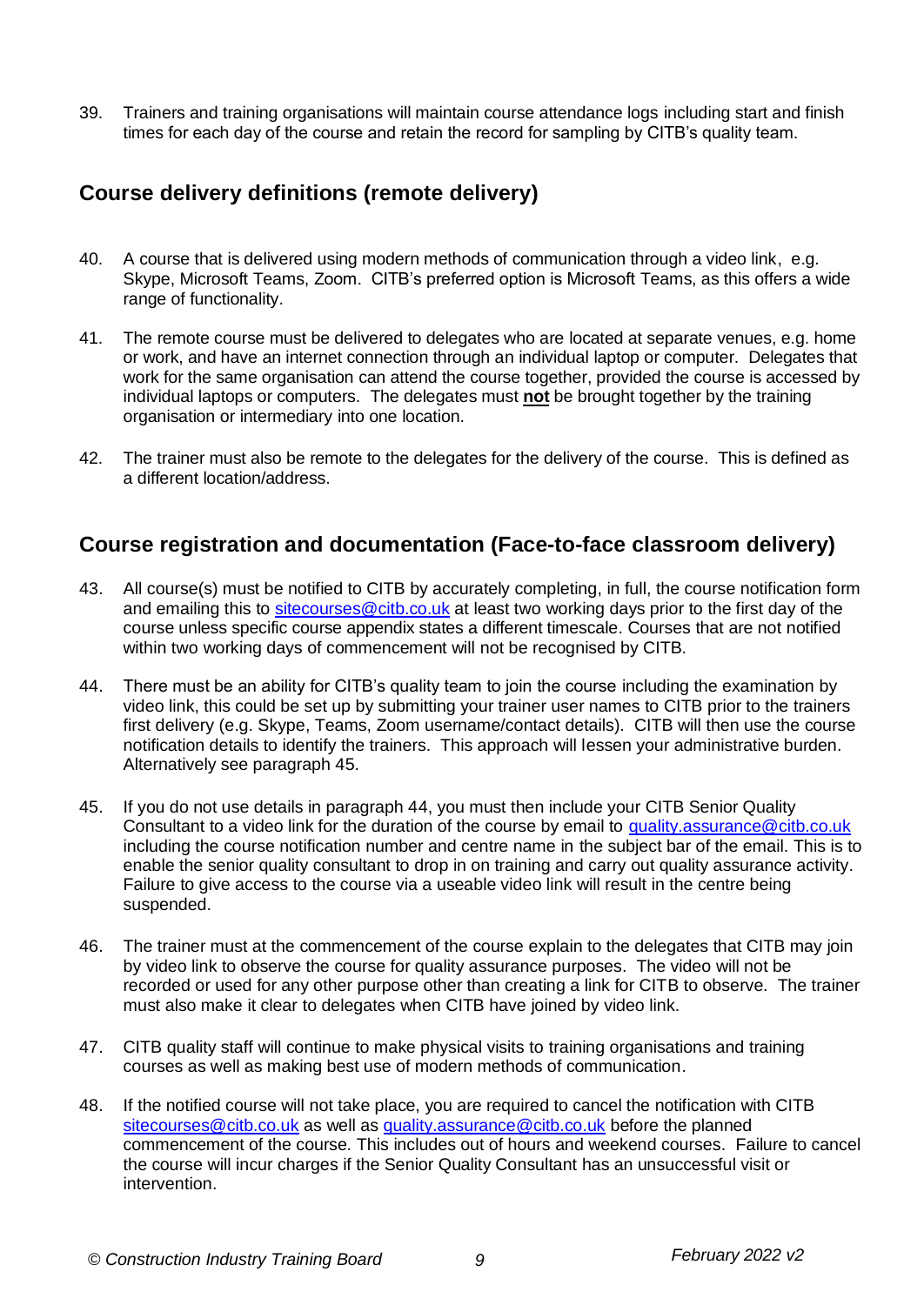39. Trainers and training organisations will maintain course attendance logs including start and finish times for each day of the course and retain the record for sampling by CITB's quality team.

## Course delivery definitions (remote delivery)

40. A course that is delivered using modern methods of communication through a video link, e.g. Skype, Microsoft Teams, Zoom. CITB's preferred option is Microsoft Teams, as this offers a wide range of functionality.

41. The remote course must be delivered to delegates who are located at separate venues, e.g. home or work, and have an internet connection through an individual laptop or computer. Delegates that work for the same organisation can attend the course together, provided the course is accessed by individual laptops or computers. The delegates must **not** be brought together by the training organisation or intermediary into one location.

42. The trainer must also be remote to the delegates for the delivery of the course. This is defined as a different location/address.

## Course registration and documentation (Face-to-face classroom delivery)

43. All course(s) must be notified to CITB by accurately completing, in full, the course notification form and emailing this to sitecourses@citb.co.uk at least two working days prior to the first day of the course unless specific course appendix states a different timescale. Courses that are not notified within two working days of commencement will not be recognised by CITB.

44. There must be an ability for CITB's quality team to join the course including the examination by video link, this could be set up by submitting your trainer user names to CITB prior to the trainers first delivery (e.g. Skype, Teams, Zoom username/contact details). CITB will then use the course notification details to identify the trainers. This approach will lessen your administrative burden. Alternatively see paragraph 45.

45. If you do not use details in paragraph 44, you must then include your CITB Senior Quality Consultant to a video link for the duration of the course by email to quality.assurance@citb.co.uk including the course notification number and centre name in the subject bar of the email. This is to enable the senior quality consultant to drop in on training and carry out quality assurance activity. Failure to give access to the course via a useable video link will result in the centre being suspended.

46. The trainer must at the commencement of the course explain to the delegates that CITB may join by video link to observe the course for quality assurance purposes. The video will not be recorded or used for any other purpose other than creating a link for CITB to observe. The trainer must also make it clear to delegates when CITB have joined by video link.

47. CITB quality staff will continue to make physical visits to training organisations and training courses as well as making best use of modern methods of communication.

48. If the notified course will not take place, you are required to cancel the notification with CITB sitecourses@citb.co.uk as well as quality.assurance@citb.co.uk before the planned commencement of the course. This includes out of hours and weekend courses. Failure to cancel the course will incur charges if the Senior Quality Consultant has an unsuccessful visit or intervention.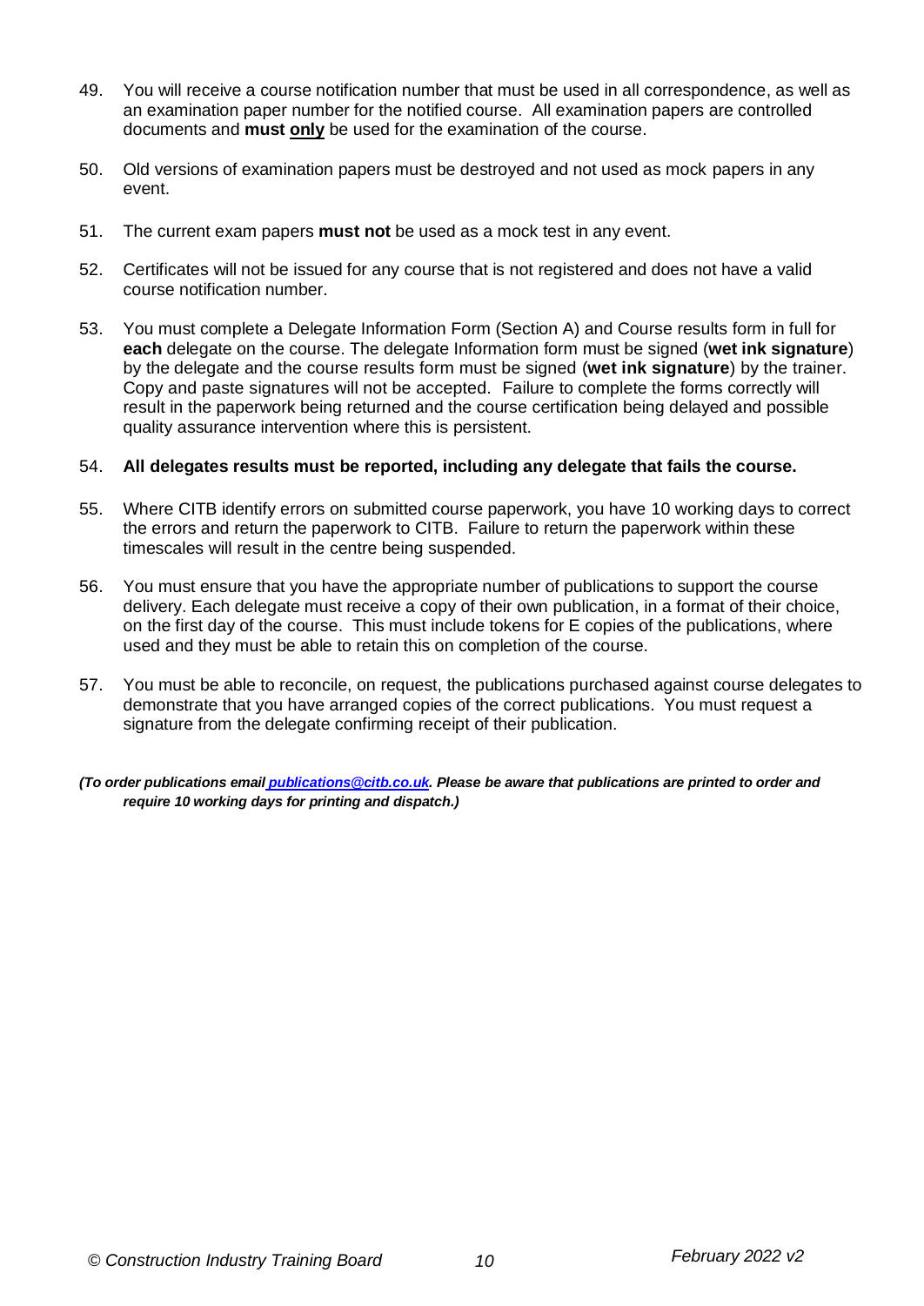49. You will receive a course notification number that must be used in all correspondence, as well as an examination paper number for the notified course. All examination papers are controlled documents and **must only** be used for the examination of the course.

50. Old versions of examination papers must be destroyed and not used as mock papers in any event.

51. The current exam papers **must not** be used as a mock test in any event.

52. Certificates will not be issued for any course that is not registered and does not have a valid course notification number.

53. You must complete a Delegate Information Form (Section A) and Course results form in full for **each** delegate on the course. The delegate Information form must be signed (**wet ink signature**) by the delegate and the course results form must be signed (**wet ink signature**) by the trainer. Copy and paste signatures will not be accepted. Failure to complete the forms correctly will result in the paperwork being returned and the course certification being delayed and possible quality assurance intervention where this is persistent.

54. **All delegates results must be reported, including any delegate that fails the course.**

55. Where CITB identify errors on submitted course paperwork, you have 10 working days to correct the errors and return the paperwork to CITB. Failure to return the paperwork within these timescales will result in the centre being suspended.

56. You must ensure that you have the appropriate number of publications to support the course delivery. Each delegate must receive a copy of their own publication, in a format of their choice, on the first day of the course. This must include tokens for E copies of the publications, where used and they must be able to retain this on completion of the course.

57. You must be able to reconcile, on request, the publications purchased against course delegates to demonstrate that you have arranged copies of the correct publications. You must request a signature from the delegate confirming receipt of their publication.

***(To order publications email publications@citb.co.uk. Please be aware that publications are printed to order and require 10 working days for printing and dispatch.)***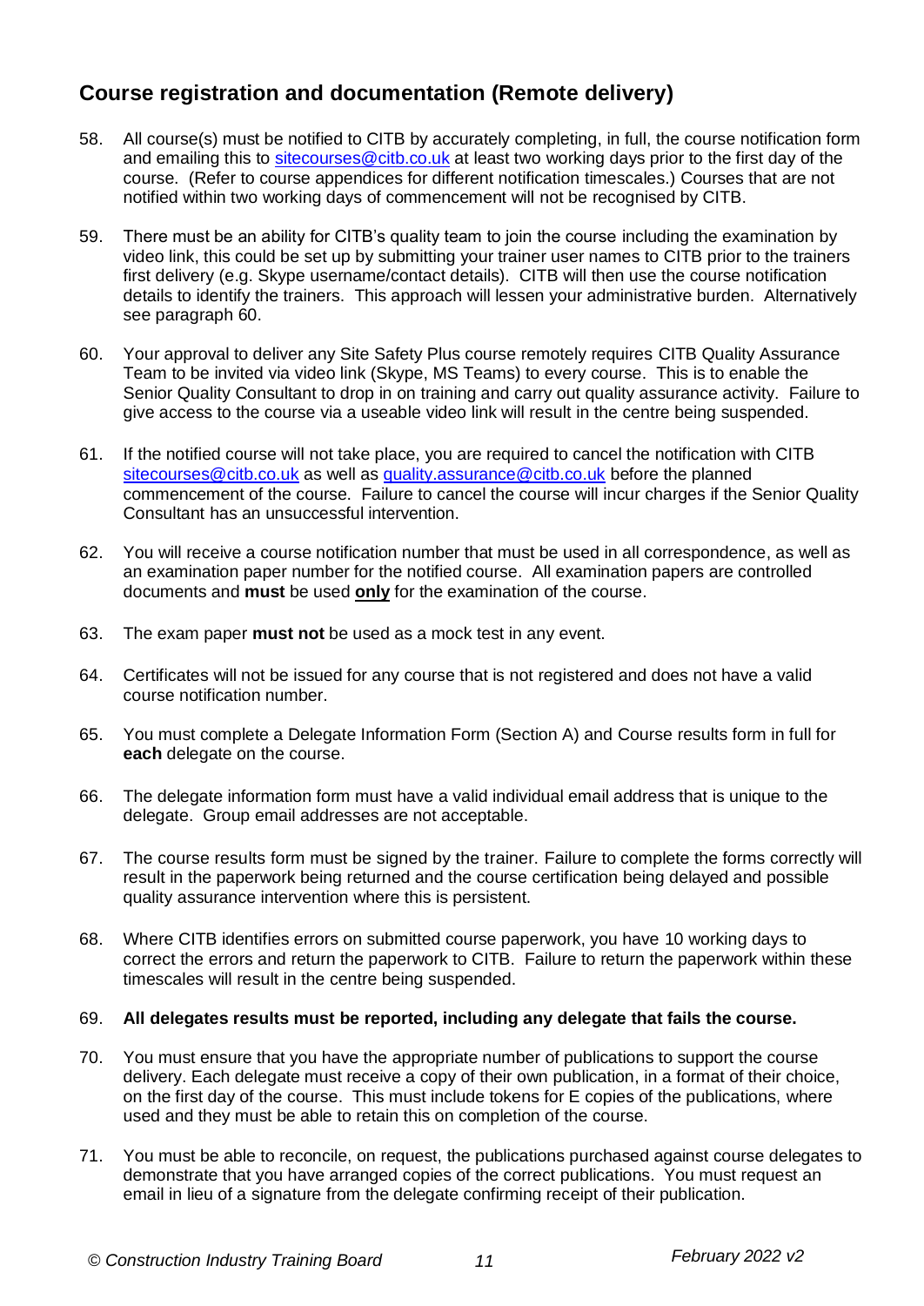## Course registration and documentation (Remote delivery)

58. All course(s) must be notified to CITB by accurately completing, in full, the course notification form and emailing this to sitecourses@citb.co.uk at least two working days prior to the first day of the course. (Refer to course appendices for different notification timescales.) Courses that are not notified within two working days of commencement will not be recognised by CITB.

59. There must be an ability for CITB's quality team to join the course including the examination by video link, this could be set up by submitting your trainer user names to CITB prior to the trainers first delivery (e.g. Skype username/contact details). CITB will then use the course notification details to identify the trainers. This approach will lessen your administrative burden. Alternatively see paragraph 60.

60. Your approval to deliver any Site Safety Plus course remotely requires CITB Quality Assurance Team to be invited via video link (Skype, MS Teams) to every course. This is to enable the Senior Quality Consultant to drop in on training and carry out quality assurance activity. Failure to give access to the course via a useable video link will result in the centre being suspended.

61. If the notified course will not take place, you are required to cancel the notification with CITB sitecourses@citb.co.uk as well as quality.assurance@citb.co.uk before the planned commencement of the course. Failure to cancel the course will incur charges if the Senior Quality Consultant has an unsuccessful intervention.

62. You will receive a course notification number that must be used in all correspondence, as well as an examination paper number for the notified course. All examination papers are controlled documents and **must** be used **only** for the examination of the course.

63. The exam paper **must not** be used as a mock test in any event.

64. Certificates will not be issued for any course that is not registered and does not have a valid course notification number.

65. You must complete a Delegate Information Form (Section A) and Course results form in full for **each** delegate on the course.

66. The delegate information form must have a valid individual email address that is unique to the delegate. Group email addresses are not acceptable.

67. The course results form must be signed by the trainer. Failure to complete the forms correctly will result in the paperwork being returned and the course certification being delayed and possible quality assurance intervention where this is persistent.

68. Where CITB identifies errors on submitted course paperwork, you have 10 working days to correct the errors and return the paperwork to CITB. Failure to return the paperwork within these timescales will result in the centre being suspended.

69. **All delegates results must be reported, including any delegate that fails the course.**

70. You must ensure that you have the appropriate number of publications to support the course delivery. Each delegate must receive a copy of their own publication, in a format of their choice, on the first day of the course. This must include tokens for E copies of the publications, where used and they must be able to retain this on completion of the course.

71. You must be able to reconcile, on request, the publications purchased against course delegates to demonstrate that you have arranged copies of the correct publications. You must request an email in lieu of a signature from the delegate confirming receipt of their publication.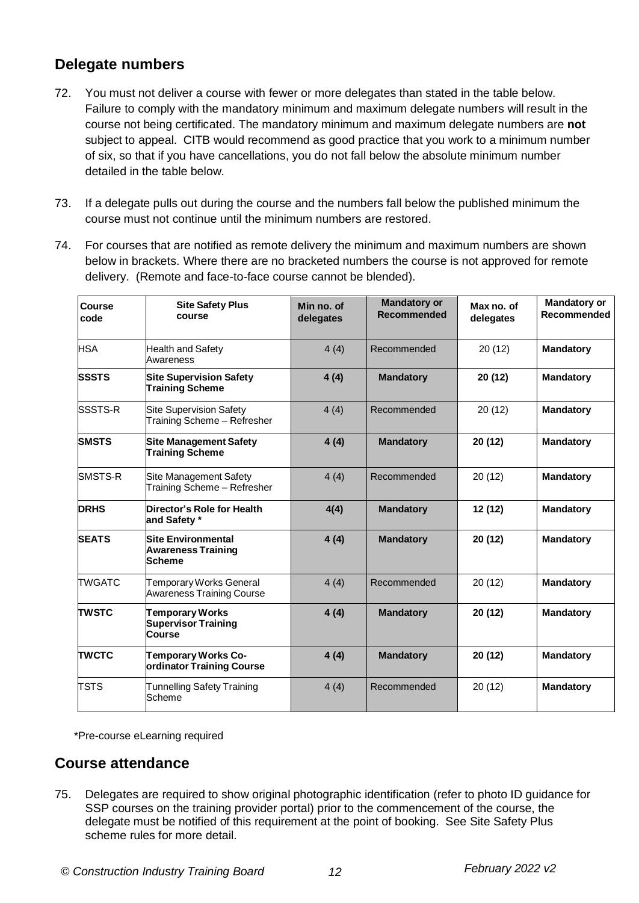## Delegate numbers

72. You must not deliver a course with fewer or more delegates than stated in the table below. Failure to comply with the mandatory minimum and maximum delegate numbers will result in the course not being certificated. The mandatory minimum and maximum delegate numbers are **not** subject to appeal. CITB would recommend as good practice that you work to a minimum number of six, so that if you have cancellations, you do not fall below the absolute minimum number detailed in the table below.

73. If a delegate pulls out during the course and the numbers fall below the published minimum the course must not continue until the minimum numbers are restored.

74. For courses that are notified as remote delivery the minimum and maximum numbers are shown below in brackets. Where there are no bracketed numbers the course is not approved for remote delivery. (Remote and face-to-face course cannot be blended).

| Course code | Site Safety Plus course | Min no. of delegates | Mandatory or Recommended | Max no. of delegates | Mandatory or Recommended |
|---|---|---|---|---|---|
| HSA | Health and Safety Awareness | 4 (4) | Recommended | 20 (12) | **Mandatory** |
| **SSSTS** | **Site Supervision Safety Training Scheme** | **4 (4)** | **Mandatory** | **20 (12)** | **Mandatory** |
| SSSTS-R | Site Supervision Safety Training Scheme – Refresher | 4 (4) | Recommended | 20 (12) | **Mandatory** |
| **SMSTS** | **Site Management Safety Training Scheme** | **4 (4)** | **Mandatory** | **20 (12)** | **Mandatory** |
| SMSTS-R | Site Management Safety Training Scheme – Refresher | 4 (4) | Recommended | 20 (12) | **Mandatory** |
| **DRHS** | **Director's Role for Health and Safety \*** | **4(4)** | **Mandatory** | **12 (12)** | **Mandatory** |
| **SEATS** | **Site Environmental Awareness Training Scheme** | **4 (4)** | **Mandatory** | **20 (12)** | **Mandatory** |
| TWGATC | Temporary Works General Awareness Training Course | 4 (4) | Recommended | 20 (12) | **Mandatory** |
| **TWSTC** | **Temporary Works Supervisor Training Course** | **4 (4)** | **Mandatory** | **20 (12)** | **Mandatory** |
| **TWCTC** | **Temporary Works Co-ordinator Training Course** | **4 (4)** | **Mandatory** | **20 (12)** | **Mandatory** |
| TSTS | Tunnelling Safety Training Scheme | 4 (4) | Recommended | 20 (12) | **Mandatory** |

*Pre-course eLearning required

## Course attendance

75. Delegates are required to show original photographic identification (refer to photo ID guidance for SSP courses on the training provider portal) prior to the commencement of the course, the delegate must be notified of this requirement at the point of booking. See Site Safety Plus scheme rules for more detail.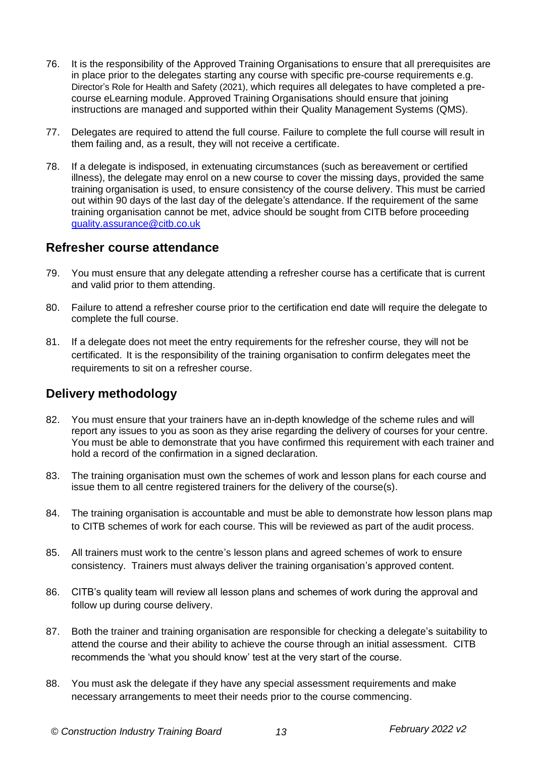76. It is the responsibility of the Approved Training Organisations to ensure that all prerequisites are in place prior to the delegates starting any course with specific pre-course requirements e.g. Director's Role for Health and Safety (2021), which requires all delegates to have completed a pre-course eLearning module. Approved Training Organisations should ensure that joining instructions are managed and supported within their Quality Management Systems (QMS).

77. Delegates are required to attend the full course. Failure to complete the full course will result in them failing and, as a result, they will not receive a certificate.

78. If a delegate is indisposed, in extenuating circumstances (such as bereavement or certified illness), the delegate may enrol on a new course to cover the missing days, provided the same training organisation is used, to ensure consistency of the course delivery. This must be carried out within 90 days of the last day of the delegate's attendance. If the requirement of the same training organisation cannot be met, advice should be sought from CITB before proceeding quality.assurance@citb.co.uk

## Refresher course attendance

79. You must ensure that any delegate attending a refresher course has a certificate that is current and valid prior to them attending.

80. Failure to attend a refresher course prior to the certification end date will require the delegate to complete the full course.

81. If a delegate does not meet the entry requirements for the refresher course, they will not be certificated. It is the responsibility of the training organisation to confirm delegates meet the requirements to sit on a refresher course.

## Delivery methodology

82. You must ensure that your trainers have an in-depth knowledge of the scheme rules and will report any issues to you as soon as they arise regarding the delivery of courses for your centre. You must be able to demonstrate that you have confirmed this requirement with each trainer and hold a record of the confirmation in a signed declaration.

83. The training organisation must own the schemes of work and lesson plans for each course and issue them to all centre registered trainers for the delivery of the course(s).

84. The training organisation is accountable and must be able to demonstrate how lesson plans map to CITB schemes of work for each course. This will be reviewed as part of the audit process.

85. All trainers must work to the centre's lesson plans and agreed schemes of work to ensure consistency. Trainers must always deliver the training organisation's approved content.

86. CITB's quality team will review all lesson plans and schemes of work during the approval and follow up during course delivery.

87. Both the trainer and training organisation are responsible for checking a delegate's suitability to attend the course and their ability to achieve the course through an initial assessment. CITB recommends the 'what you should know' test at the very start of the course.

88. You must ask the delegate if they have any special assessment requirements and make necessary arrangements to meet their needs prior to the course commencing.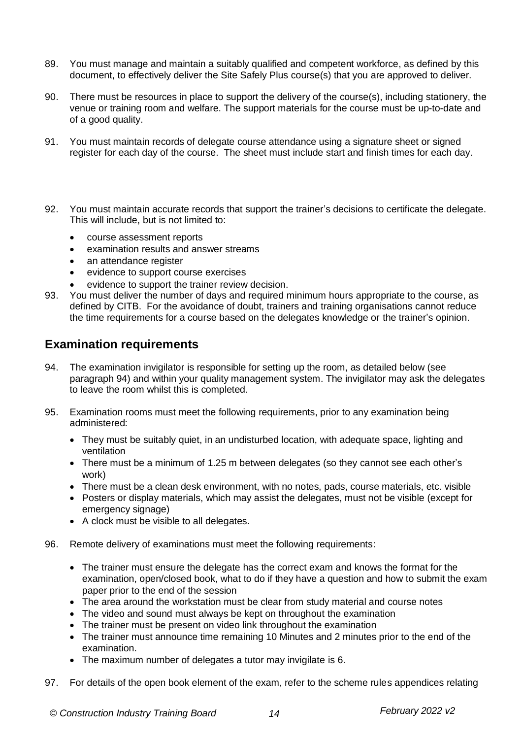89. You must manage and maintain a suitably qualified and competent workforce, as defined by this document, to effectively deliver the Site Safely Plus course(s) that you are approved to deliver.

90. There must be resources in place to support the delivery of the course(s), including stationery, the venue or training room and welfare. The support materials for the course must be up-to-date and of a good quality.

91. You must maintain records of delegate course attendance using a signature sheet or signed register for each day of the course. The sheet must include start and finish times for each day.

92. You must maintain accurate records that support the trainer's decisions to certificate the delegate. This will include, but is not limited to:

    - course assessment reports
    - examination results and answer streams
    - an attendance register
    - evidence to support course exercises
    - evidence to support the trainer review decision.

93. You must deliver the number of days and required minimum hours appropriate to the course, as defined by CITB. For the avoidance of doubt, trainers and training organisations cannot reduce the time requirements for a course based on the delegates knowledge or the trainer's opinion.

## Examination requirements

94. The examination invigilator is responsible for setting up the room, as detailed below (see paragraph 94) and within your quality management system. The invigilator may ask the delegates to leave the room whilst this is completed.

95. Examination rooms must meet the following requirements, prior to any examination being administered:

    - They must be suitably quiet, in an undisturbed location, with adequate space, lighting and ventilation
    - There must be a minimum of 1.25 m between delegates (so they cannot see each other's work)
    - There must be a clean desk environment, with no notes, pads, course materials, etc. visible
    - Posters or display materials, which may assist the delegates, must not be visible (except for emergency signage)
    - A clock must be visible to all delegates.

96. Remote delivery of examinations must meet the following requirements:

    - The trainer must ensure the delegate has the correct exam and knows the format for the examination, open/closed book, what to do if they have a question and how to submit the exam paper prior to the end of the session
    - The area around the workstation must be clear from study material and course notes
    - The video and sound must always be kept on throughout the examination
    - The trainer must be present on video link throughout the examination
    - The trainer must announce time remaining 10 Minutes and 2 minutes prior to the end of the examination.
    - The maximum number of delegates a tutor may invigilate is 6.

97. For details of the open book element of the exam, refer to the scheme rules appendices relating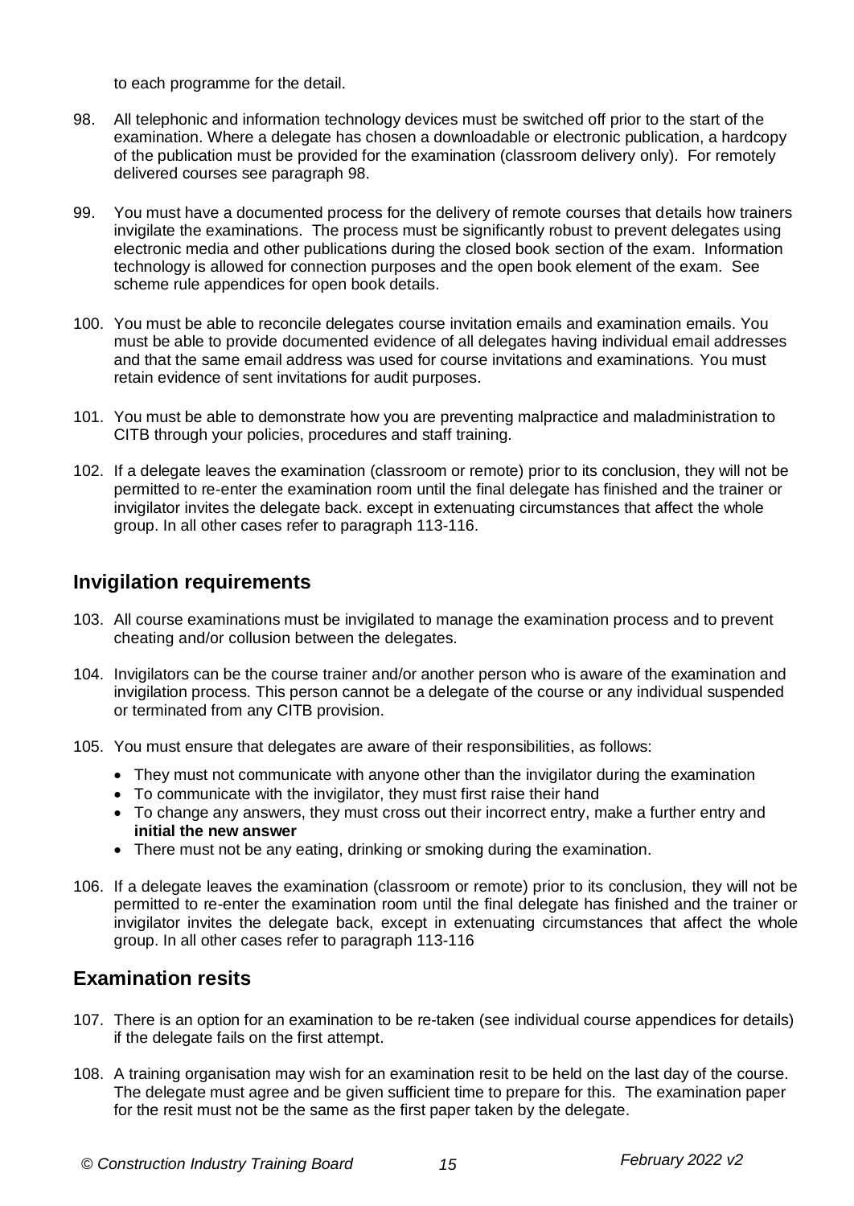to each programme for the detail.

98. All telephonic and information technology devices must be switched off prior to the start of the examination. Where a delegate has chosen a downloadable or electronic publication, a hardcopy of the publication must be provided for the examination (classroom delivery only). For remotely delivered courses see paragraph 98.

99. You must have a documented process for the delivery of remote courses that details how trainers invigilate the examinations. The process must be significantly robust to prevent delegates using electronic media and other publications during the closed book section of the exam. Information technology is allowed for connection purposes and the open book element of the exam. See scheme rule appendices for open book details.

100. You must be able to reconcile delegates course invitation emails and examination emails. You must be able to provide documented evidence of all delegates having individual email addresses and that the same email address was used for course invitations and examinations. You must retain evidence of sent invitations for audit purposes.

101. You must be able to demonstrate how you are preventing malpractice and maladministration to CITB through your policies, procedures and staff training.

102. If a delegate leaves the examination (classroom or remote) prior to its conclusion, they will not be permitted to re-enter the examination room until the final delegate has finished and the trainer or invigilator invites the delegate back. except in extenuating circumstances that affect the whole group. In all other cases refer to paragraph 113-116.

## Invigilation requirements

103. All course examinations must be invigilated to manage the examination process and to prevent cheating and/or collusion between the delegates.

104. Invigilators can be the course trainer and/or another person who is aware of the examination and invigilation process. This person cannot be a delegate of the course or any individual suspended or terminated from any CITB provision.

105. You must ensure that delegates are aware of their responsibilities, as follows:
    - They must not communicate with anyone other than the invigilator during the examination
    - To communicate with the invigilator, they must first raise their hand
    - To change any answers, they must cross out their incorrect entry, make a further entry and **initial the new answer**
    - There must not be any eating, drinking or smoking during the examination.

106. If a delegate leaves the examination (classroom or remote) prior to its conclusion, they will not be permitted to re-enter the examination room until the final delegate has finished and the trainer or invigilator invites the delegate back, except in extenuating circumstances that affect the whole group. In all other cases refer to paragraph 113-116

## Examination resits

107. There is an option for an examination to be re-taken (see individual course appendices for details) if the delegate fails on the first attempt.

108. A training organisation may wish for an examination resit to be held on the last day of the course. The delegate must agree and be given sufficient time to prepare for this. The examination paper for the resit must not be the same as the first paper taken by the delegate.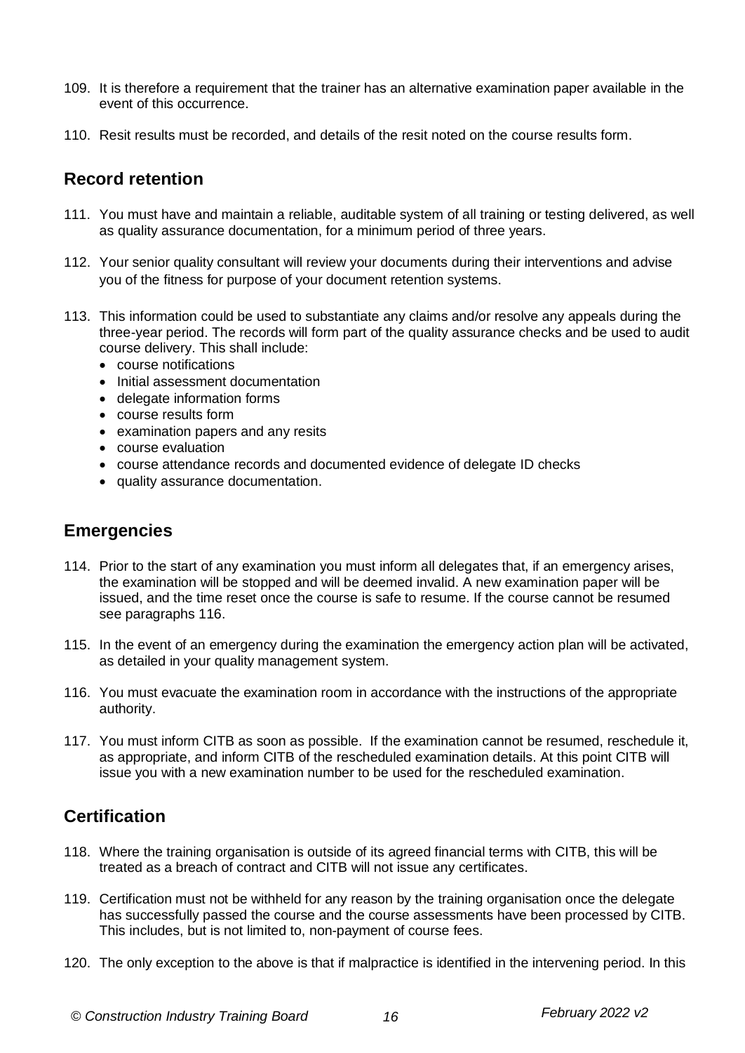109. It is therefore a requirement that the trainer has an alternative examination paper available in the event of this occurrence.

110. Resit results must be recorded, and details of the resit noted on the course results form.

## Record retention

111. You must have and maintain a reliable, auditable system of all training or testing delivered, as well as quality assurance documentation, for a minimum period of three years.

112. Your senior quality consultant will review your documents during their interventions and advise you of the fitness for purpose of your document retention systems.

113. This information could be used to substantiate any claims and/or resolve any appeals during the three-year period. The records will form part of the quality assurance checks and be used to audit course delivery. This shall include:
    - course notifications
    - Initial assessment documentation
    - delegate information forms
    - course results form
    - examination papers and any resits
    - course evaluation
    - course attendance records and documented evidence of delegate ID checks
    - quality assurance documentation.

## Emergencies

114. Prior to the start of any examination you must inform all delegates that, if an emergency arises, the examination will be stopped and will be deemed invalid. A new examination paper will be issued, and the time reset once the course is safe to resume. If the course cannot be resumed see paragraphs 116.

115. In the event of an emergency during the examination the emergency action plan will be activated, as detailed in your quality management system.

116. You must evacuate the examination room in accordance with the instructions of the appropriate authority.

117. You must inform CITB as soon as possible. If the examination cannot be resumed, reschedule it, as appropriate, and inform CITB of the rescheduled examination details. At this point CITB will issue you with a new examination number to be used for the rescheduled examination.

## Certification

118. Where the training organisation is outside of its agreed financial terms with CITB, this will be treated as a breach of contract and CITB will not issue any certificates.

119. Certification must not be withheld for any reason by the training organisation once the delegate has successfully passed the course and the course assessments have been processed by CITB. This includes, but is not limited to, non-payment of course fees.

120. The only exception to the above is that if malpractice is identified in the intervening period. In this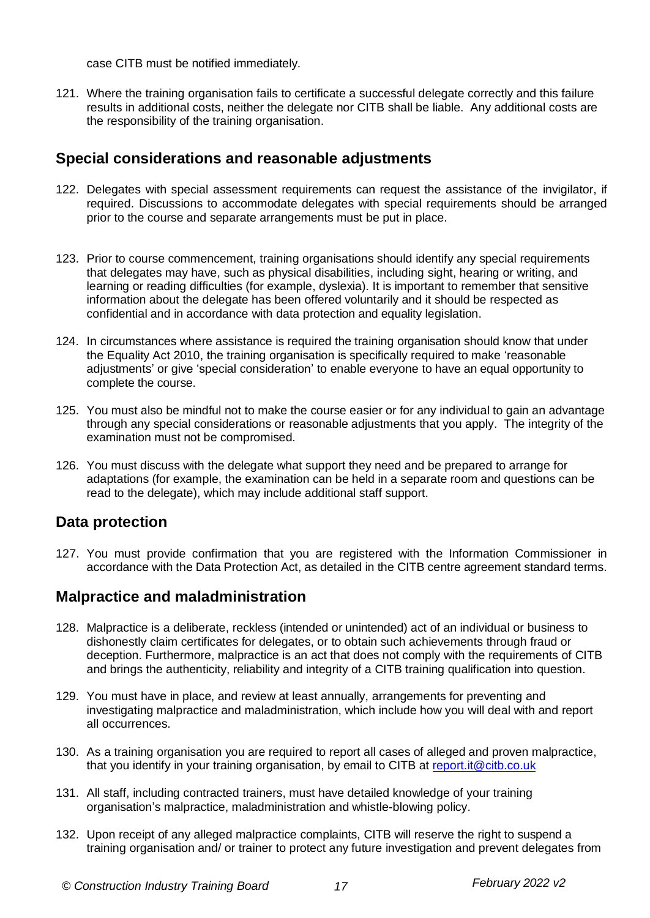case CITB must be notified immediately.

121. Where the training organisation fails to certificate a successful delegate correctly and this failure results in additional costs, neither the delegate nor CITB shall be liable. Any additional costs are the responsibility of the training organisation.

## Special considerations and reasonable adjustments

122. Delegates with special assessment requirements can request the assistance of the invigilator, if required. Discussions to accommodate delegates with special requirements should be arranged prior to the course and separate arrangements must be put in place.

123. Prior to course commencement, training organisations should identify any special requirements that delegates may have, such as physical disabilities, including sight, hearing or writing, and learning or reading difficulties (for example, dyslexia). It is important to remember that sensitive information about the delegate has been offered voluntarily and it should be respected as confidential and in accordance with data protection and equality legislation.

124. In circumstances where assistance is required the training organisation should know that under the Equality Act 2010, the training organisation is specifically required to make 'reasonable adjustments' or give 'special consideration' to enable everyone to have an equal opportunity to complete the course.

125. You must also be mindful not to make the course easier or for any individual to gain an advantage through any special considerations or reasonable adjustments that you apply. The integrity of the examination must not be compromised.

126. You must discuss with the delegate what support they need and be prepared to arrange for adaptations (for example, the examination can be held in a separate room and questions can be read to the delegate), which may include additional staff support.

## Data protection

127. You must provide confirmation that you are registered with the Information Commissioner in accordance with the Data Protection Act, as detailed in the CITB centre agreement standard terms.

## Malpractice and maladministration

128. Malpractice is a deliberate, reckless (intended or unintended) act of an individual or business to dishonestly claim certificates for delegates, or to obtain such achievements through fraud or deception. Furthermore, malpractice is an act that does not comply with the requirements of CITB and brings the authenticity, reliability and integrity of a CITB training qualification into question.

129. You must have in place, and review at least annually, arrangements for preventing and investigating malpractice and maladministration, which include how you will deal with and report all occurrences.

130. As a training organisation you are required to report all cases of alleged and proven malpractice, that you identify in your training organisation, by email to CITB at report.it@citb.co.uk

131. All staff, including contracted trainers, must have detailed knowledge of your training organisation's malpractice, maladministration and whistle-blowing policy.

132. Upon receipt of any alleged malpractice complaints, CITB will reserve the right to suspend a training organisation and/ or trainer to protect any future investigation and prevent delegates from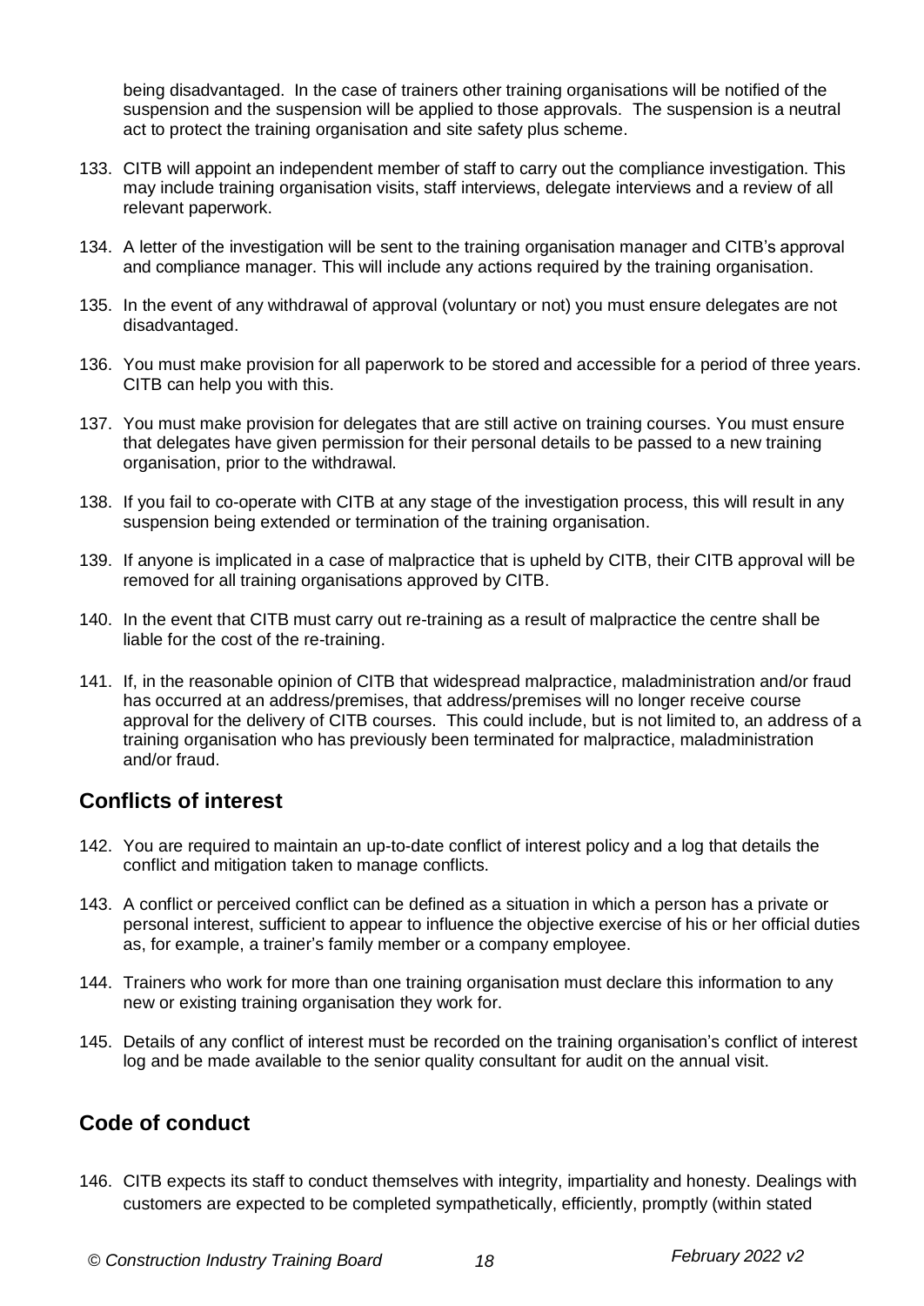being disadvantaged. In the case of trainers other training organisations will be notified of the suspension and the suspension will be applied to those approvals. The suspension is a neutral act to protect the training organisation and site safety plus scheme.

133. CITB will appoint an independent member of staff to carry out the compliance investigation. This may include training organisation visits, staff interviews, delegate interviews and a review of all relevant paperwork.

134. A letter of the investigation will be sent to the training organisation manager and CITB's approval and compliance manager. This will include any actions required by the training organisation.

135. In the event of any withdrawal of approval (voluntary or not) you must ensure delegates are not disadvantaged.

136. You must make provision for all paperwork to be stored and accessible for a period of three years. CITB can help you with this.

137. You must make provision for delegates that are still active on training courses. You must ensure that delegates have given permission for their personal details to be passed to a new training organisation, prior to the withdrawal.

138. If you fail to co-operate with CITB at any stage of the investigation process, this will result in any suspension being extended or termination of the training organisation.

139. If anyone is implicated in a case of malpractice that is upheld by CITB, their CITB approval will be removed for all training organisations approved by CITB.

140. In the event that CITB must carry out re-training as a result of malpractice the centre shall be liable for the cost of the re-training.

141. If, in the reasonable opinion of CITB that widespread malpractice, maladministration and/or fraud has occurred at an address/premises, that address/premises will no longer receive course approval for the delivery of CITB courses. This could include, but is not limited to, an address of a training organisation who has previously been terminated for malpractice, maladministration and/or fraud.

## Conflicts of interest

142. You are required to maintain an up-to-date conflict of interest policy and a log that details the conflict and mitigation taken to manage conflicts.

143. A conflict or perceived conflict can be defined as a situation in which a person has a private or personal interest, sufficient to appear to influence the objective exercise of his or her official duties as, for example, a trainer's family member or a company employee.

144. Trainers who work for more than one training organisation must declare this information to any new or existing training organisation they work for.

145. Details of any conflict of interest must be recorded on the training organisation's conflict of interest log and be made available to the senior quality consultant for audit on the annual visit.

## Code of conduct

146. CITB expects its staff to conduct themselves with integrity, impartiality and honesty. Dealings with customers are expected to be completed sympathetically, efficiently, promptly (within stated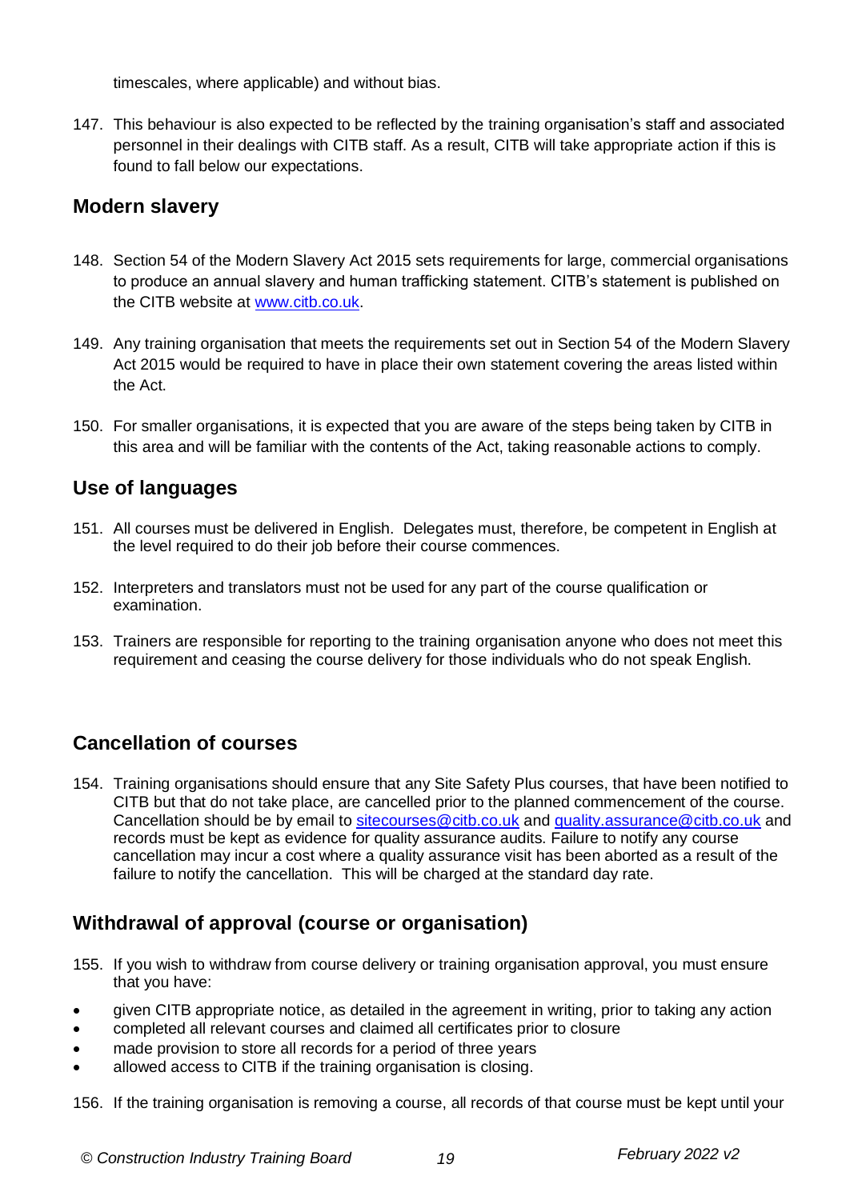timescales, where applicable) and without bias.

147. This behaviour is also expected to be reflected by the training organisation's staff and associated personnel in their dealings with CITB staff. As a result, CITB will take appropriate action if this is found to fall below our expectations.

## Modern slavery

148. Section 54 of the Modern Slavery Act 2015 sets requirements for large, commercial organisations to produce an annual slavery and human trafficking statement. CITB's statement is published on the CITB website at [www.citb.co.uk](http://www.citb.co.uk).

149. Any training organisation that meets the requirements set out in Section 54 of the Modern Slavery Act 2015 would be required to have in place their own statement covering the areas listed within the Act.

150. For smaller organisations, it is expected that you are aware of the steps being taken by CITB in this area and will be familiar with the contents of the Act, taking reasonable actions to comply.

## Use of languages

151. All courses must be delivered in English. Delegates must, therefore, be competent in English at the level required to do their job before their course commences.

152. Interpreters and translators must not be used for any part of the course qualification or examination.

153. Trainers are responsible for reporting to the training organisation anyone who does not meet this requirement and ceasing the course delivery for those individuals who do not speak English.

## Cancellation of courses

154. Training organisations should ensure that any Site Safety Plus courses, that have been notified to CITB but that do not take place, are cancelled prior to the planned commencement of the course. Cancellation should be by email to [sitecourses@citb.co.uk](mailto:sitecourses@citb.co.uk) and [quality.assurance@citb.co.uk](mailto:quality.assurance@citb.co.uk) and records must be kept as evidence for quality assurance audits. Failure to notify any course cancellation may incur a cost where a quality assurance visit has been aborted as a result of the failure to notify the cancellation. This will be charged at the standard day rate.

## Withdrawal of approval (course or organisation)

155. If you wish to withdraw from course delivery or training organisation approval, you must ensure that you have:

- given CITB appropriate notice, as detailed in the agreement in writing, prior to taking any action
- completed all relevant courses and claimed all certificates prior to closure
- made provision to store all records for a period of three years
- allowed access to CITB if the training organisation is closing.

156. If the training organisation is removing a course, all records of that course must be kept until your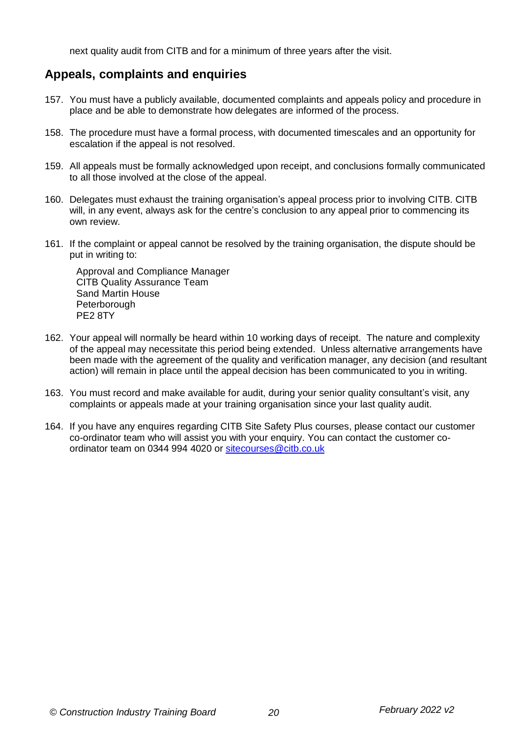next quality audit from CITB and for a minimum of three years after the visit.

## Appeals, complaints and enquiries

157. You must have a publicly available, documented complaints and appeals policy and procedure in place and be able to demonstrate how delegates are informed of the process.

158. The procedure must have a formal process, with documented timescales and an opportunity for escalation if the appeal is not resolved.

159. All appeals must be formally acknowledged upon receipt, and conclusions formally communicated to all those involved at the close of the appeal.

160. Delegates must exhaust the training organisation's appeal process prior to involving CITB. CITB will, in any event, always ask for the centre's conclusion to any appeal prior to commencing its own review.

161. If the complaint or appeal cannot be resolved by the training organisation, the dispute should be put in writing to:

     Approval and Compliance Manager
     CITB Quality Assurance Team
     Sand Martin House
     Peterborough
     PE2 8TY

162. Your appeal will normally be heard within 10 working days of receipt. The nature and complexity of the appeal may necessitate this period being extended. Unless alternative arrangements have been made with the agreement of the quality and verification manager, any decision (and resultant action) will remain in place until the appeal decision has been communicated to you in writing.

163. You must record and make available for audit, during your senior quality consultant's visit, any complaints or appeals made at your training organisation since your last quality audit.

164. If you have any enquires regarding CITB Site Safety Plus courses, please contact our customer co-ordinator team who will assist you with your enquiry. You can contact the customer co-ordinator team on 0344 994 4020 or sitecourses@citb.co.uk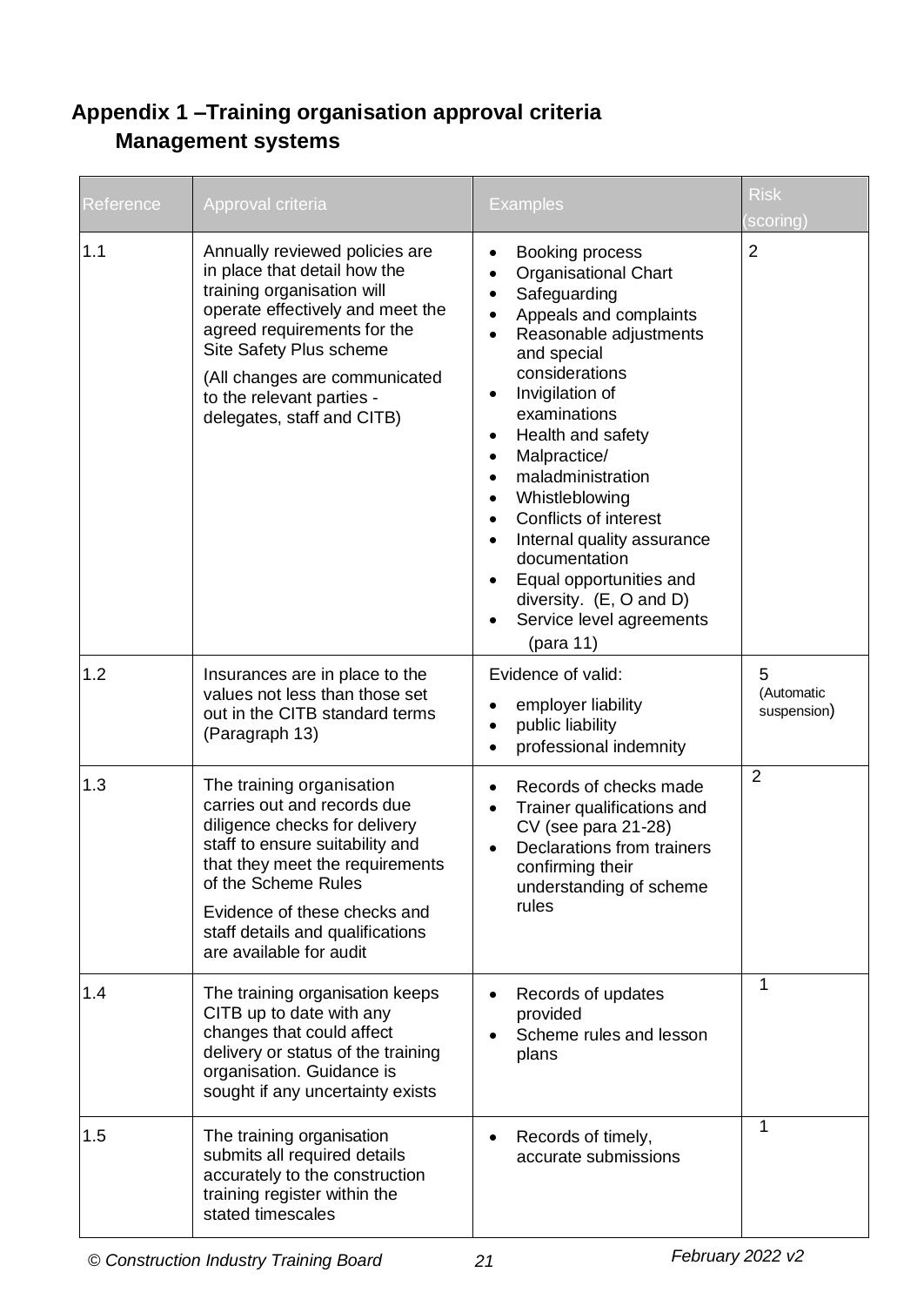## Appendix 1 –Training organisation approval criteria

### Management systems

| Reference | Approval criteria | Examples | Risk (scoring) |
|---|---|---|---|
| 1.1 | Annually reviewed policies are in place that detail how the training organisation will operate effectively and meet the agreed requirements for the Site Safety Plus scheme<br><br>(All changes are communicated to the relevant parties - delegates, staff and CITB) | • Booking process<br>• Organisational Chart<br>• Safeguarding<br>• Appeals and complaints<br>• Reasonable adjustments and special considerations<br>• Invigilation of examinations<br>• Health and safety<br>• Malpractice/<br>• maladministration<br>• Whistleblowing<br>• Conflicts of interest<br>• Internal quality assurance documentation<br>• Equal opportunities and diversity. (E, O and D)<br>• Service level agreements (para 11) | 2 |
| 1.2 | Insurances are in place to the values not less than those set out in the CITB standard terms (Paragraph 13) | Evidence of valid:<br>• employer liability<br>• public liability<br>• professional indemnity | 5 (Automatic suspension) |
| 1.3 | The training organisation carries out and records due diligence checks for delivery staff to ensure suitability and that they meet the requirements of the Scheme Rules<br><br>Evidence of these checks and staff details and qualifications are available for audit | • Records of checks made<br>• Trainer qualifications and CV (see para 21-28)<br>• Declarations from trainers confirming their understanding of scheme rules | 2 |
| 1.4 | The training organisation keeps CITB up to date with any changes that could affect delivery or status of the training organisation. Guidance is sought if any uncertainty exists | • Records of updates provided<br>• Scheme rules and lesson plans | 1 |
| 1.5 | The training organisation submits all required details accurately to the construction training register within the stated timescales | • Records of timely, accurate submissions | 1 |

© Construction Industry Training Board — February 2022 v2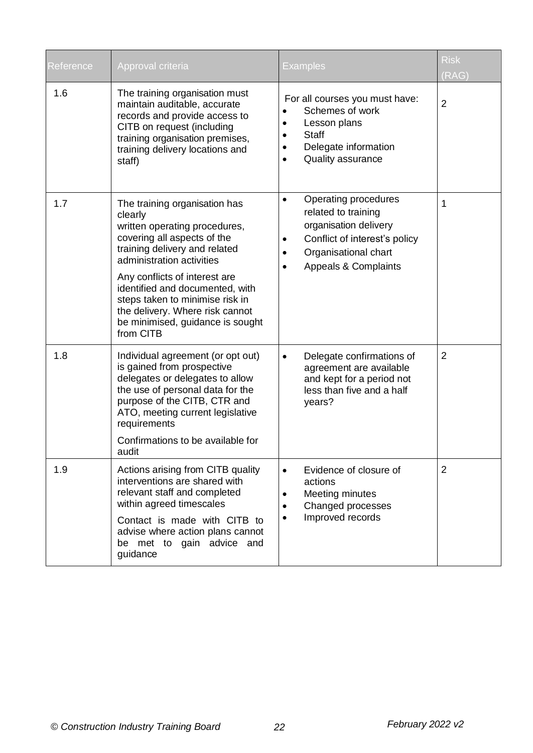| Reference | Approval criteria | Examples | Risk (RAG) |
|---|---|---|---|
| 1.6 | The training organisation must maintain auditable, accurate records and provide access to CITB on request (including training organisation premises, training delivery locations and staff) | For all courses you must have:<br>• Schemes of work<br>• Lesson plans<br>• Staff<br>• Delegate information<br>• Quality assurance | 2 |
| 1.7 | The training organisation has clearly written operating procedures, covering all aspects of the training delivery and related administration activities<br><br>Any conflicts of interest are identified and documented, with steps taken to minimise risk in the delivery. Where risk cannot be minimised, guidance is sought from CITB | • Operating procedures related to training organisation delivery<br>• Conflict of interest's policy<br>• Organisational chart<br>• Appeals & Complaints | 1 |
| 1.8 | Individual agreement (or opt out) is gained from prospective delegates or delegates to allow the use of personal data for the purpose of the CITB, CTR and ATO, meeting current legislative requirements<br><br>Confirmations to be available for audit | • Delegate confirmations of agreement are available and kept for a period not less than five and a half years? | 2 |
| 1.9 | Actions arising from CITB quality interventions are shared with relevant staff and completed within agreed timescales<br><br>Contact is made with CITB to advise where action plans cannot be met to gain advice and guidance | • Evidence of closure of actions<br>• Meeting minutes<br>• Changed processes<br>• Improved records | 2 |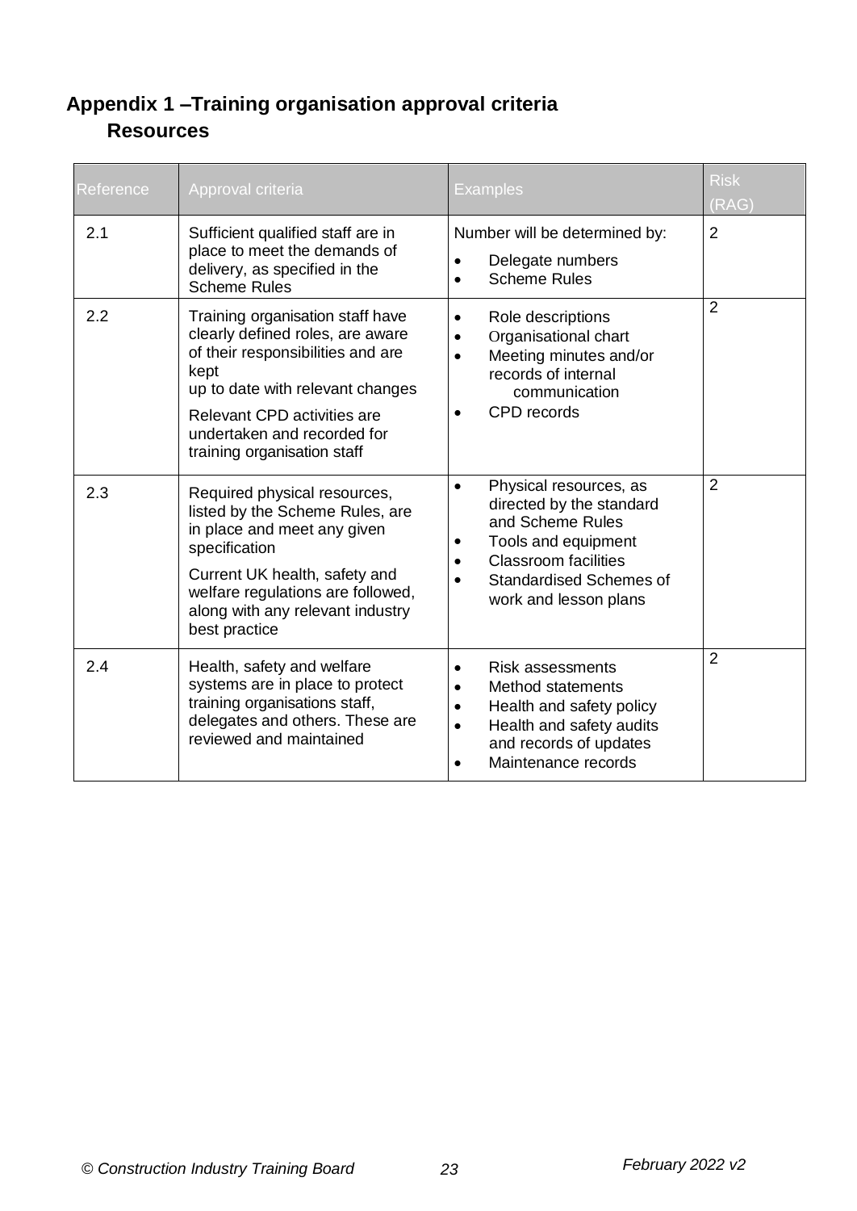## Appendix 1 –Training organisation approval criteria

### Resources

| Reference | Approval criteria | Examples | Risk (RAG) |
|---|---|---|---|
| 2.1 | Sufficient qualified staff are in place to meet the demands of delivery, as specified in the Scheme Rules | Number will be determined by:<br>• Delegate numbers<br>• Scheme Rules | 2 |
| 2.2 | Training organisation staff have clearly defined roles, are aware of their responsibilities and are kept up to date with relevant changes<br><br>Relevant CPD activities are undertaken and recorded for training organisation staff | • Role descriptions<br>• Organisational chart<br>• Meeting minutes and/or records of internal communication<br>• CPD records | 2 |
| 2.3 | Required physical resources, listed by the Scheme Rules, are in place and meet any given specification<br><br>Current UK health, safety and welfare regulations are followed, along with any relevant industry best practice | • Physical resources, as directed by the standard and Scheme Rules<br>• Tools and equipment<br>• Classroom facilities<br>• Standardised Schemes of work and lesson plans | 2 |
| 2.4 | Health, safety and welfare systems are in place to protect training organisations staff, delegates and others. These are reviewed and maintained | • Risk assessments<br>• Method statements<br>• Health and safety policy<br>• Health and safety audits and records of updates<br>• Maintenance records | 2 |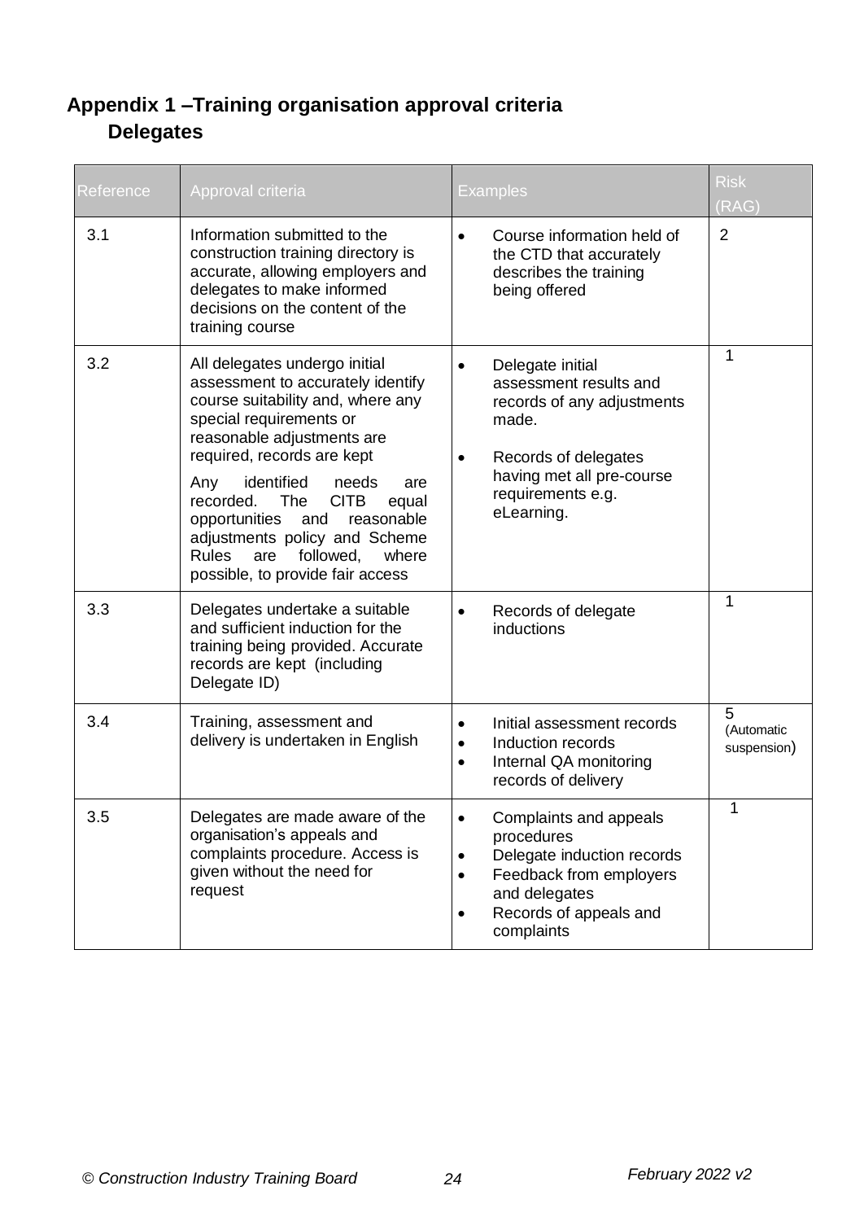## Appendix 1 –Training organisation approval criteria

### Delegates

| Reference | Approval criteria | Examples | Risk (RAG) |
|---|---|---|---|
| 3.1 | Information submitted to the construction training directory is accurate, allowing employers and delegates to make informed decisions on the content of the training course | • Course information held of the CTD that accurately describes the training being offered | 2 |
| 3.2 | All delegates undergo initial assessment to accurately identify course suitability and, where any special requirements or reasonable adjustments are required, records are kept<br><br>Any identified needs are recorded. The CITB equal opportunities and reasonable adjustments policy and Scheme Rules are followed, where possible, to provide fair access | • Delegate initial assessment results and records of any adjustments made.<br>• Records of delegates having met all pre-course requirements e.g. eLearning. | 1 |
| 3.3 | Delegates undertake a suitable and sufficient induction for the training being provided. Accurate records are kept (including Delegate ID) | • Records of delegate inductions | 1 |
| 3.4 | Training, assessment and delivery is undertaken in English | • Initial assessment records<br>• Induction records<br>• Internal QA monitoring records of delivery | 5 (Automatic suspension) |
| 3.5 | Delegates are made aware of the organisation's appeals and complaints procedure. Access is given without the need for request | • Complaints and appeals procedures<br>• Delegate induction records<br>• Feedback from employers and delegates<br>• Records of appeals and complaints | 1 |

© Construction Industry Training Board — February 2022 v2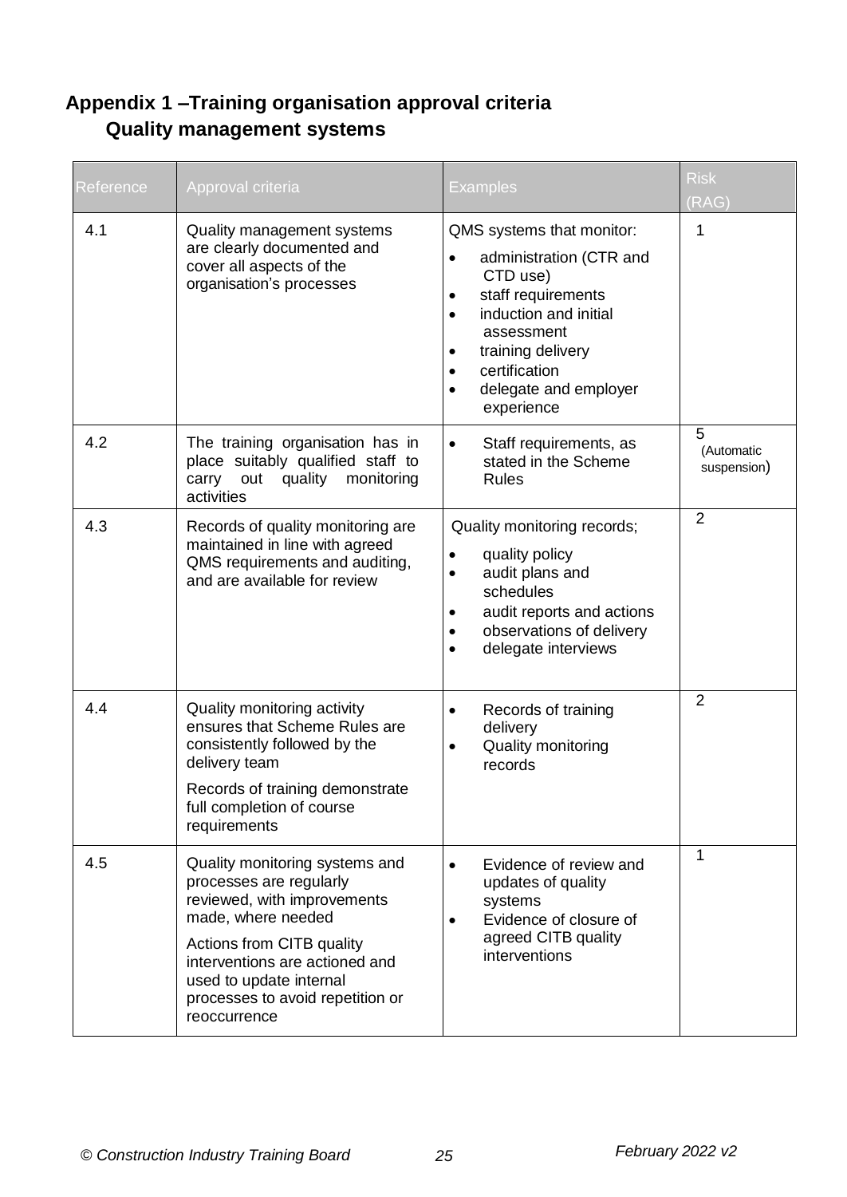## Appendix 1 –Training organisation approval criteria

### Quality management systems

| Reference | Approval criteria | Examples | Risk (RAG) |
|---|---|---|---|
| 4.1 | Quality management systems are clearly documented and cover all aspects of the organisation's processes | QMS systems that monitor:<br>• administration (CTR and CTD use)<br>• staff requirements<br>• induction and initial assessment<br>• training delivery<br>• certification<br>• delegate and employer experience | 1 |
| 4.2 | The training organisation has in place suitably qualified staff to carry out quality monitoring activities | • Staff requirements, as stated in the Scheme Rules | 5 (Automatic suspension) |
| 4.3 | Records of quality monitoring are maintained in line with agreed QMS requirements and auditing, and are available for review | Quality monitoring records;<br>• quality policy<br>• audit plans and schedules<br>• audit reports and actions<br>• observations of delivery<br>• delegate interviews | 2 |
| 4.4 | Quality monitoring activity ensures that Scheme Rules are consistently followed by the delivery team<br><br>Records of training demonstrate full completion of course requirements | • Records of training delivery<br>• Quality monitoring records | 2 |
| 4.5 | Quality monitoring systems and processes are regularly reviewed, with improvements made, where needed<br><br>Actions from CITB quality interventions are actioned and used to update internal processes to avoid repetition or reoccurrence | • Evidence of review and updates of quality systems<br>• Evidence of closure of agreed CITB quality interventions | 1 |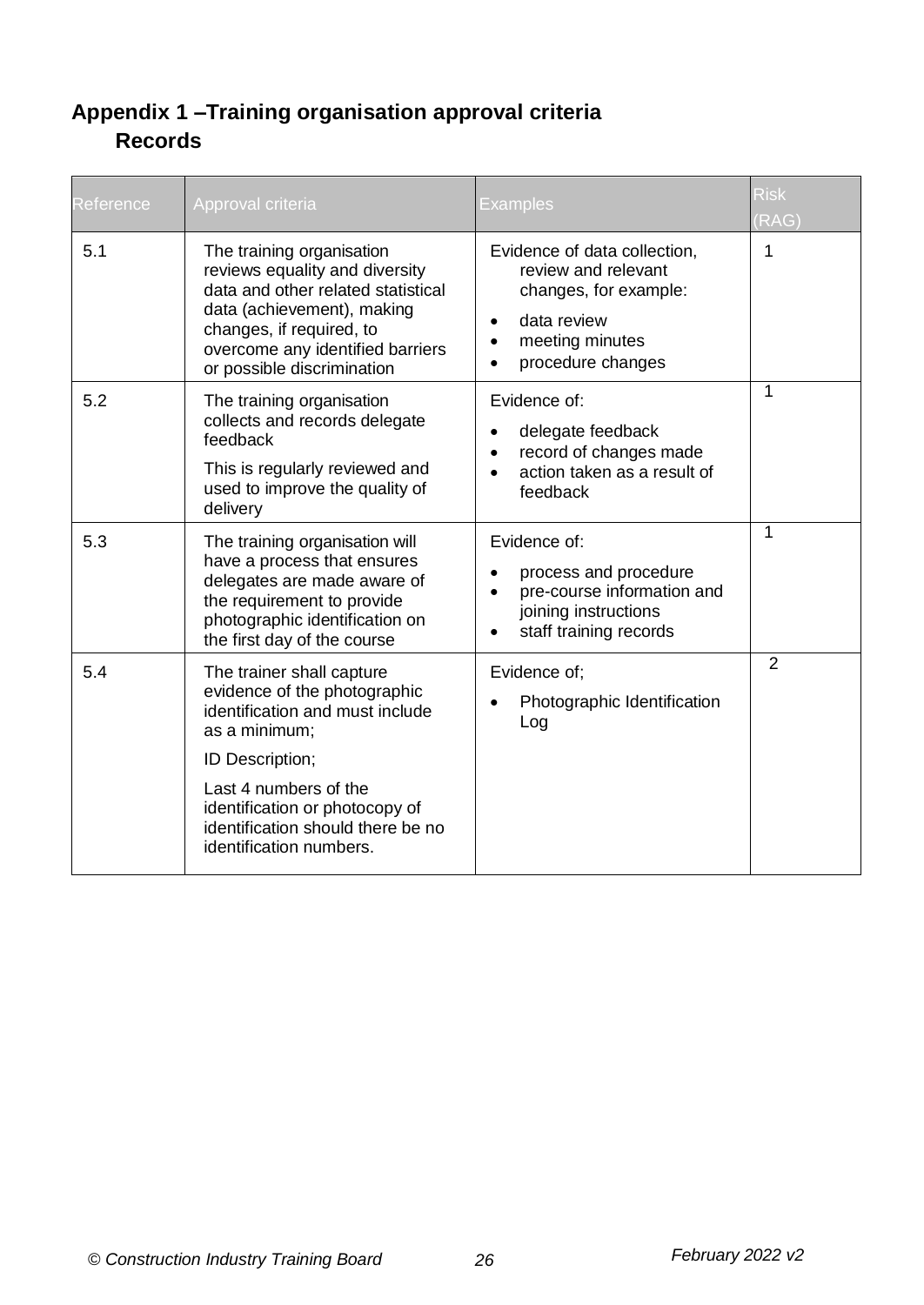## Appendix 1 –Training organisation approval criteria

### Records

| Reference | Approval criteria | Examples | Risk (RAG) |
|---|---|---|---|
| 5.1 | The training organisation reviews equality and diversity data and other related statistical data (achievement), making changes, if required, to overcome any identified barriers or possible discrimination | Evidence of data collection, review and relevant changes, for example:<br>• data review<br>• meeting minutes<br>• procedure changes | 1 |
| 5.2 | The training organisation collects and records delegate feedback<br>This is regularly reviewed and used to improve the quality of delivery | Evidence of:<br>• delegate feedback<br>• record of changes made<br>• action taken as a result of feedback | 1 |
| 5.3 | The training organisation will have a process that ensures delegates are made aware of the requirement to provide photographic identification on the first day of the course | Evidence of:<br>• process and procedure<br>• pre-course information and joining instructions<br>• staff training records | 1 |
| 5.4 | The trainer shall capture evidence of the photographic identification and must include as a minimum;<br>ID Description;<br>Last 4 numbers of the identification or photocopy of identification should there be no identification numbers. | Evidence of;<br>• Photographic Identification Log | 2 |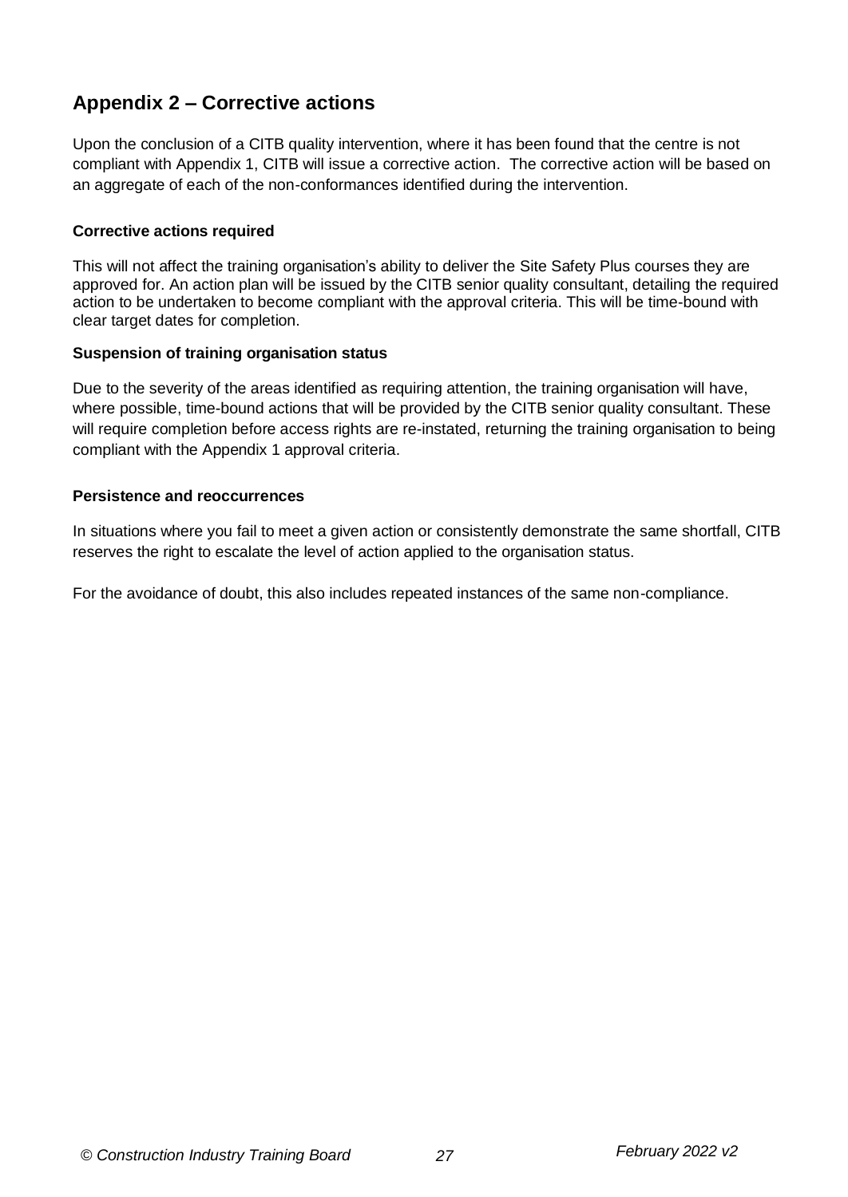## Appendix 2 – Corrective actions

Upon the conclusion of a CITB quality intervention, where it has been found that the centre is not compliant with Appendix 1, CITB will issue a corrective action. The corrective action will be based on an aggregate of each of the non-conformances identified during the intervention.

**Corrective actions required**

This will not affect the training organisation's ability to deliver the Site Safety Plus courses they are approved for. An action plan will be issued by the CITB senior quality consultant, detailing the required action to be undertaken to become compliant with the approval criteria. This will be time-bound with clear target dates for completion.

**Suspension of training organisation status**

Due to the severity of the areas identified as requiring attention, the training organisation will have, where possible, time-bound actions that will be provided by the CITB senior quality consultant. These will require completion before access rights are re-instated, returning the training organisation to being compliant with the Appendix 1 approval criteria.

**Persistence and reoccurrences**

In situations where you fail to meet a given action or consistently demonstrate the same shortfall, CITB reserves the right to escalate the level of action applied to the organisation status.

For the avoidance of doubt, this also includes repeated instances of the same non-compliance.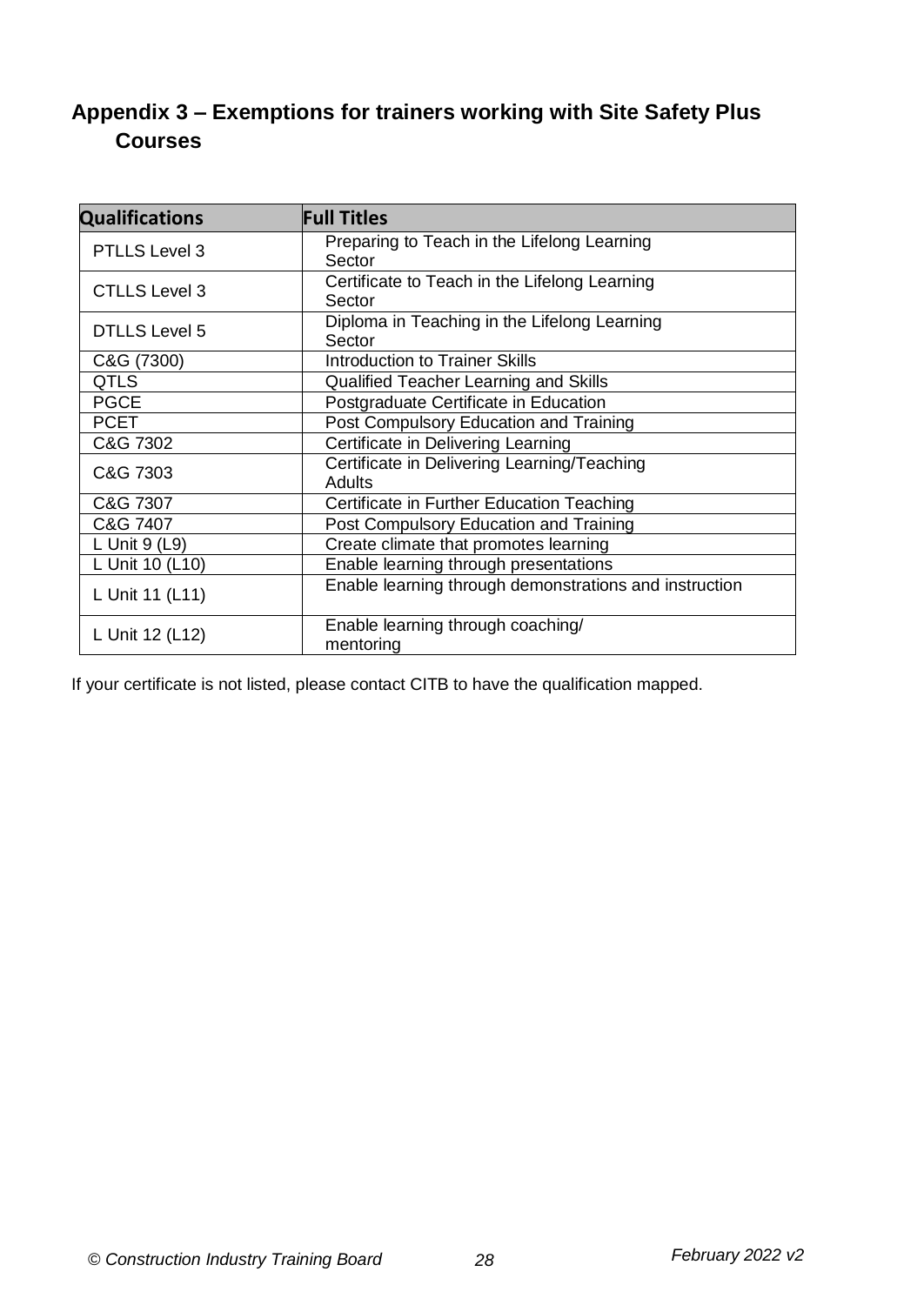## Appendix 3 – Exemptions for trainers working with Site Safety Plus Courses

| Qualifications | Full Titles |
|---|---|
| PTLLS Level 3 | Preparing to Teach in the Lifelong Learning Sector |
| CTLLS Level 3 | Certificate to Teach in the Lifelong Learning Sector |
| DTLLS Level 5 | Diploma in Teaching in the Lifelong Learning Sector |
| C&G (7300) | Introduction to Trainer Skills |
| QTLS | Qualified Teacher Learning and Skills |
| PGCE | Postgraduate Certificate in Education |
| PCET | Post Compulsory Education and Training |
| C&G 7302 | Certificate in Delivering Learning |
| C&G 7303 | Certificate in Delivering Learning/Teaching Adults |
| C&G 7307 | Certificate in Further Education Teaching |
| C&G 7407 | Post Compulsory Education and Training |
| L Unit 9 (L9) | Create climate that promotes learning |
| L Unit 10 (L10) | Enable learning through presentations |
| L Unit 11 (L11) | Enable learning through demonstrations and instruction |
| L Unit 12 (L12) | Enable learning through coaching/ mentoring |

If your certificate is not listed, please contact CITB to have the qualification mapped.